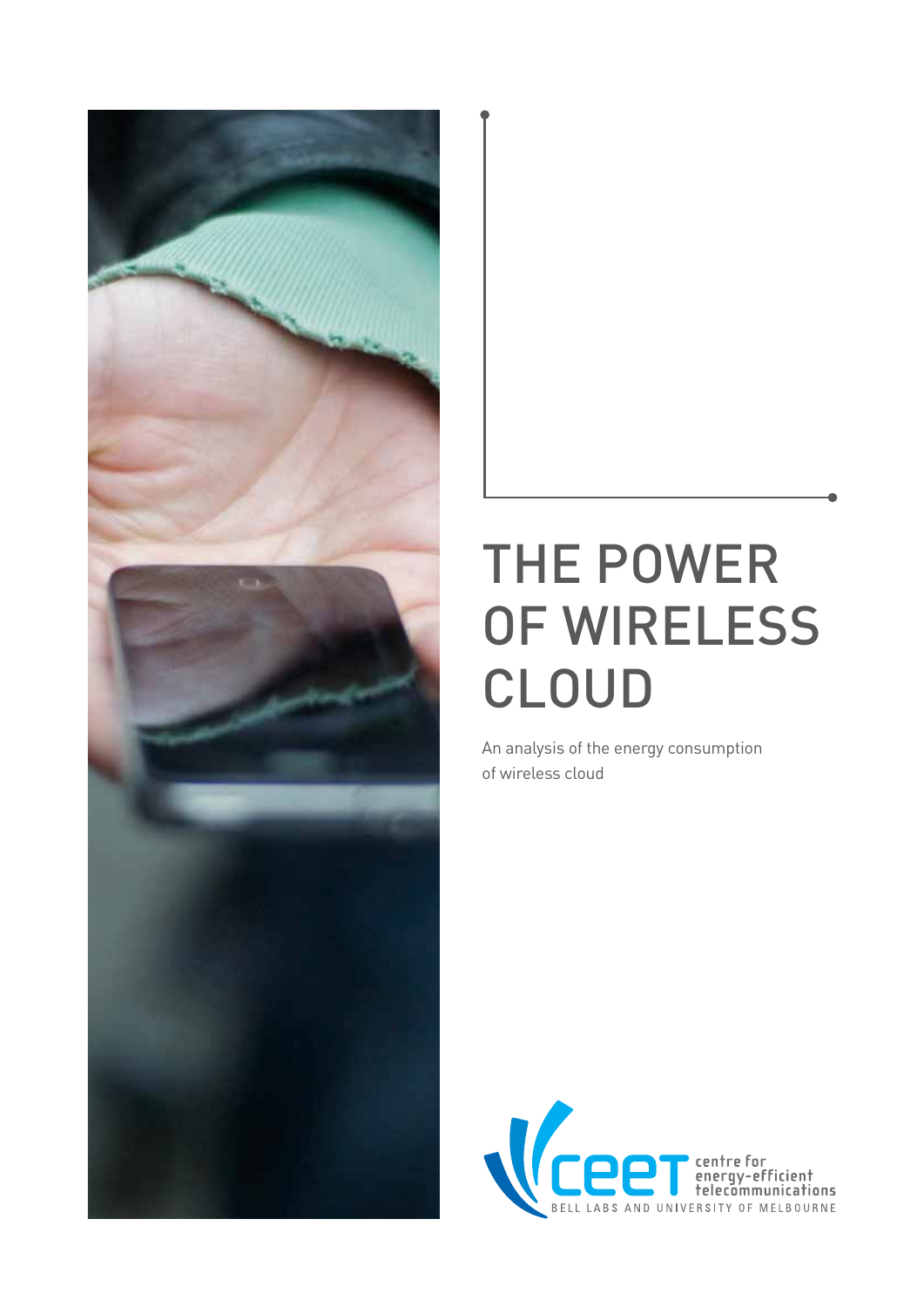# THE POWER OF WIRELESS CLOUD

An analysis of the energy consumption of wireless cloud

centre for energy-efficient telecommunications

BELL LABS AND UNIVERSITY OF MELBOURNE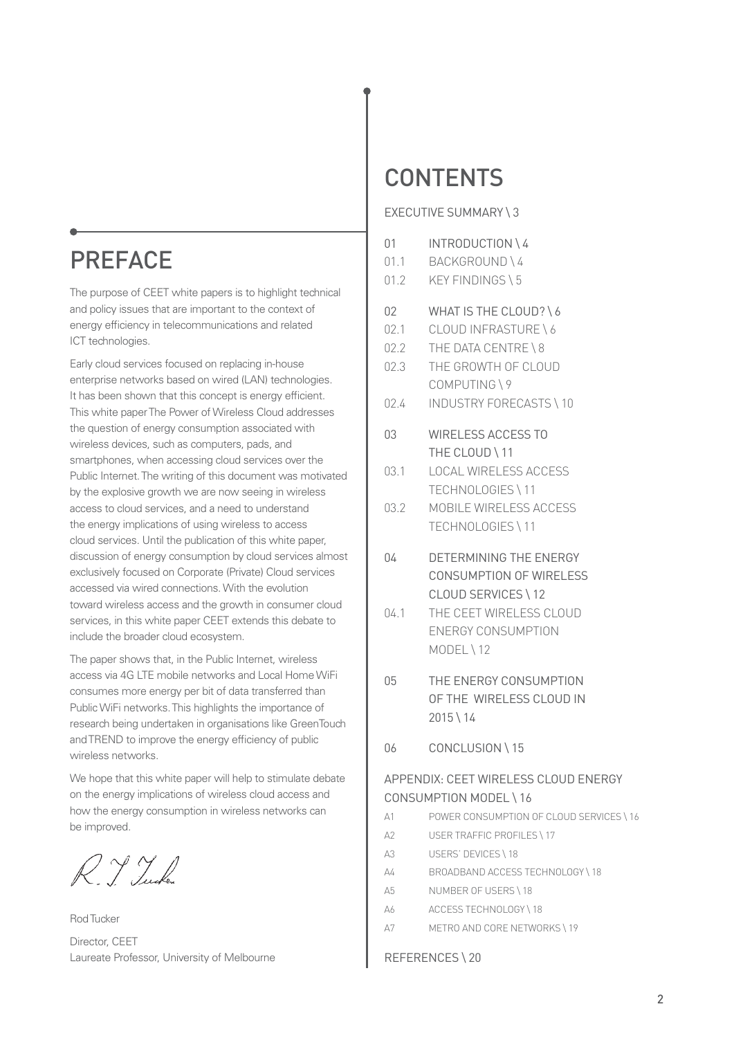## PREFACE

The purpose of CEET white papers is to highlight technical and policy issues that are important to the context of energy efficiency in telecommunications and related ICT technologies.

Early cloud services focused on replacing in-house enterprise networks based on wired (LAN) technologies. It has been shown that this concept is energy efficient. This white paper The Power of Wireless Cloud addresses the question of energy consumption associated with wireless devices, such as computers, pads, and smartphones, when accessing cloud services over the Public Internet. The writing of this document was motivated by the explosive growth we are now seeing in wireless access to cloud services, and a need to understand the energy implications of using wireless to access cloud services. Until the publication of this white paper, discussion of energy consumption by cloud services almost exclusively focused on Corporate (Private) Cloud services accessed via wired connections. With the evolution toward wireless access and the growth in consumer cloud services, in this white paper CEET extends this debate to include the broader cloud ecosystem.

The paper shows that, in the Public Internet, wireless access via 4G LTE mobile networks and Local Home WiFi consumes more energy per bit of data transferred than Public WiFi networks. This highlights the importance of research being undertaken in organisations like GreenTouch and TREND to improve the energy efficiency of public wireless networks.

We hope that this white paper will help to stimulate debate on the energy implications of wireless cloud access and how the energy consumption in wireless networks can be improved.

R. S. Tucker

Rod Tucker

Director, CEET
Laureate Professor, University of Melbourne

## CONTENTS

EXECUTIVE SUMMARY \ 3

- 01 INTRODUCTION \ 4
- 01.1 BACKGROUND \ 4
- 01.2 KEY FINDINGS \ 5

- 02 WHAT IS THE CLOUD? \ 6
- 02.1 CLOUD INFRASTURE \ 6
- 02.2 THE DATA CENTRE \ 8
- 02.3 THE GROWTH OF CLOUD COMPUTING \ 9
- 02.4 INDUSTRY FORECASTS \ 10

- 03 WIRELESS ACCESS TO THE CLOUD \ 11
- 03.1 LOCAL WIRELESS ACCESS TECHNOLOGIES \ 11
- 03.2 MOBILE WIRELESS ACCESS TECHNOLOGIES \ 11

- 04 DETERMINING THE ENERGY CONSUMPTION OF WIRELESS CLOUD SERVICES \ 12
- 04.1 THE CEET WIRELESS CLOUD ENERGY CONSUMPTION MODEL \ 12

- 05 THE ENERGY CONSUMPTION OF THE WIRELESS CLOUD IN 2015 \ 14

- 06 CONCLUSION \ 15

APPENDIX: CEET WIRELESS CLOUD ENERGY CONSUMPTION MODEL \ 16

- A1 POWER CONSUMPTION OF CLOUD SERVICES \ 16
- A2 USER TRAFFIC PROFILES \ 17
- A3 USERS' DEVICES \ 18
- A4 BROADBAND ACCESS TECHNOLOGY \ 18
- A5 NUMBER OF USERS \ 18
- A6 ACCESS TECHNOLOGY \ 18
- A7 METRO AND CORE NETWORKS \ 19

REFERENCES \ 20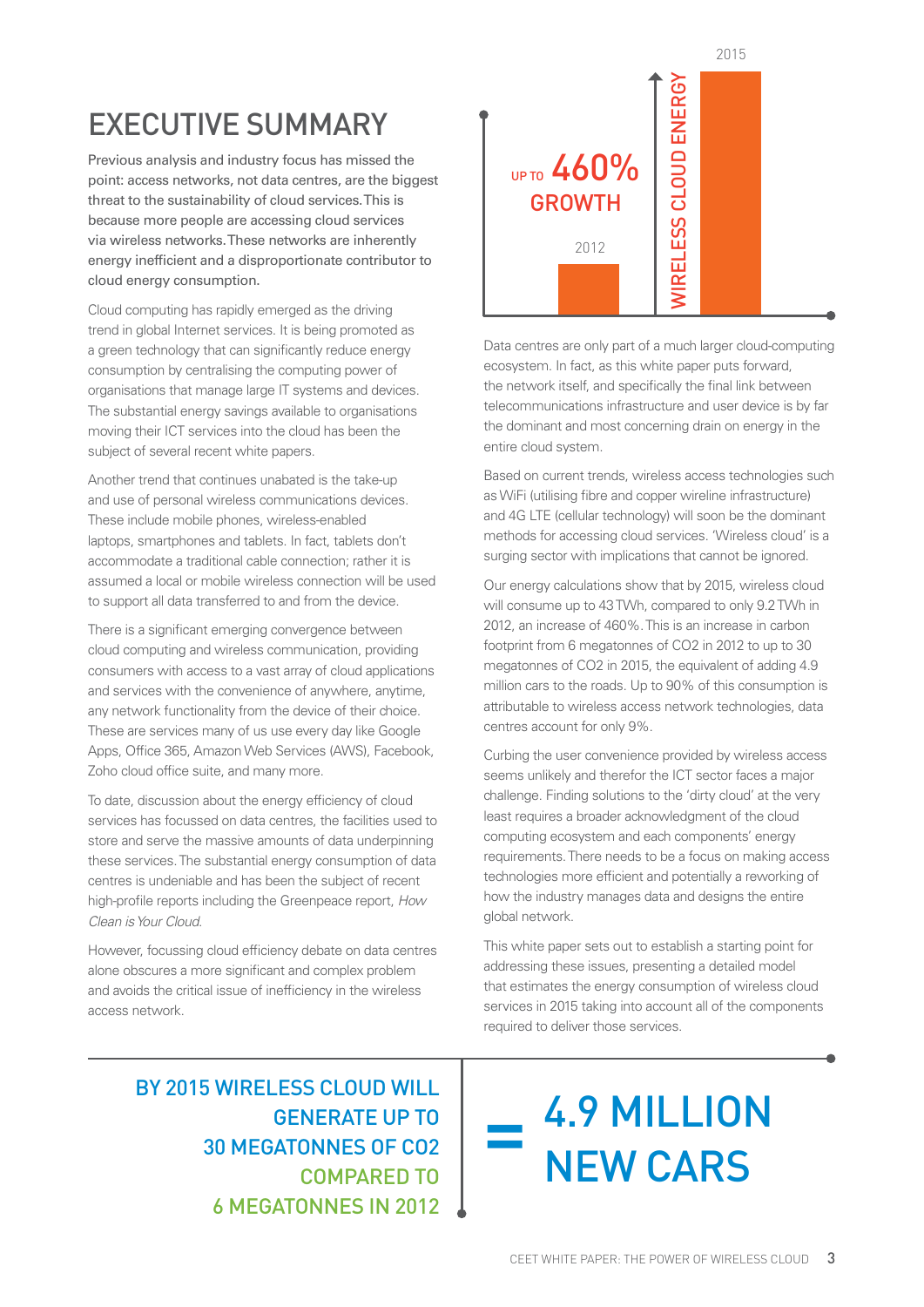# EXECUTIVE SUMMARY

Previous analysis and industry focus has missed the point: access networks, not data centres, are the biggest threat to the sustainability of cloud services. This is because more people are accessing cloud services via wireless networks. These networks are inherently energy inefficient and a disproportionate contributor to cloud energy consumption.

Cloud computing has rapidly emerged as the driving trend in global Internet services. It is being promoted as a green technology that can significantly reduce energy consumption by centralising the computing power of organisations that manage large IT systems and devices. The substantial energy savings available to organisations moving their ICT services into the cloud has been the subject of several recent white papers.

Another trend that continues unabated is the take-up and use of personal wireless communications devices. These include mobile phones, wireless-enabled laptops, smartphones and tablets. In fact, tablets don't accommodate a traditional cable connection; rather it is assumed a local or mobile wireless connection will be used to support all data transferred to and from the device.

There is a significant emerging convergence between cloud computing and wireless communication, providing consumers with access to a vast array of cloud applications and services with the convenience of anywhere, anytime, any network functionality from the device of their choice. These are services many of us use every day like Google Apps, Office 365, Amazon Web Services (AWS), Facebook, Zoho cloud office suite, and many more.

To date, discussion about the energy efficiency of cloud services has focussed on data centres, the facilities used to store and serve the massive amounts of data underpinning these services. The substantial energy consumption of data centres is undeniable and has been the subject of recent high-profile reports including the Greenpeace report, *How Clean is Your Cloud.*

However, focussing cloud efficiency debate on data centres alone obscures a more significant and complex problem and avoids the critical issue of inefficiency in the wireless access network.

2012 | 2015 | WIRELESS CLOUD ENERGY | UP TO 460% GROWTH

Data centres are only part of a much larger cloud-computing ecosystem. In fact, as this white paper puts forward, the network itself, and specifically the final link between telecommunications infrastructure and user device is by far the dominant and most concerning drain on energy in the entire cloud system.

Based on current trends, wireless access technologies such as WiFi (utilising fibre and copper wireline infrastructure) and 4G LTE (cellular technology) will soon be the dominant methods for accessing cloud services. 'Wireless cloud' is a surging sector with implications that cannot be ignored.

Our energy calculations show that by 2015, wireless cloud will consume up to 43 TWh, compared to only 9.2 TWh in 2012, an increase of 460%. This is an increase in carbon footprint from 6 megatonnes of CO2 in 2012 to up to 30 megatonnes of CO2 in 2015, the equivalent of adding 4.9 million cars to the roads. Up to 90% of this consumption is attributable to wireless access network technologies, data centres account for only 9%.

Curbing the user convenience provided by wireless access seems unlikely and therefor the ICT sector faces a major challenge. Finding solutions to the 'dirty cloud' at the very least requires a broader acknowledgment of the cloud computing ecosystem and each components' energy requirements. There needs to be a focus on making access technologies more efficient and potentially a reworking of how the industry manages data and designs the entire global network.

This white paper sets out to establish a starting point for addressing these issues, presenting a detailed model that estimates the energy consumption of wireless cloud services in 2015 taking into account all of the components required to deliver those services.

**BY 2015 WIRELESS CLOUD WILL GENERATE UP TO 30 MEGATONNES OF CO2 COMPARED TO 6 MEGATONNES IN 2012**

**= 4.9 MILLION NEW CARS**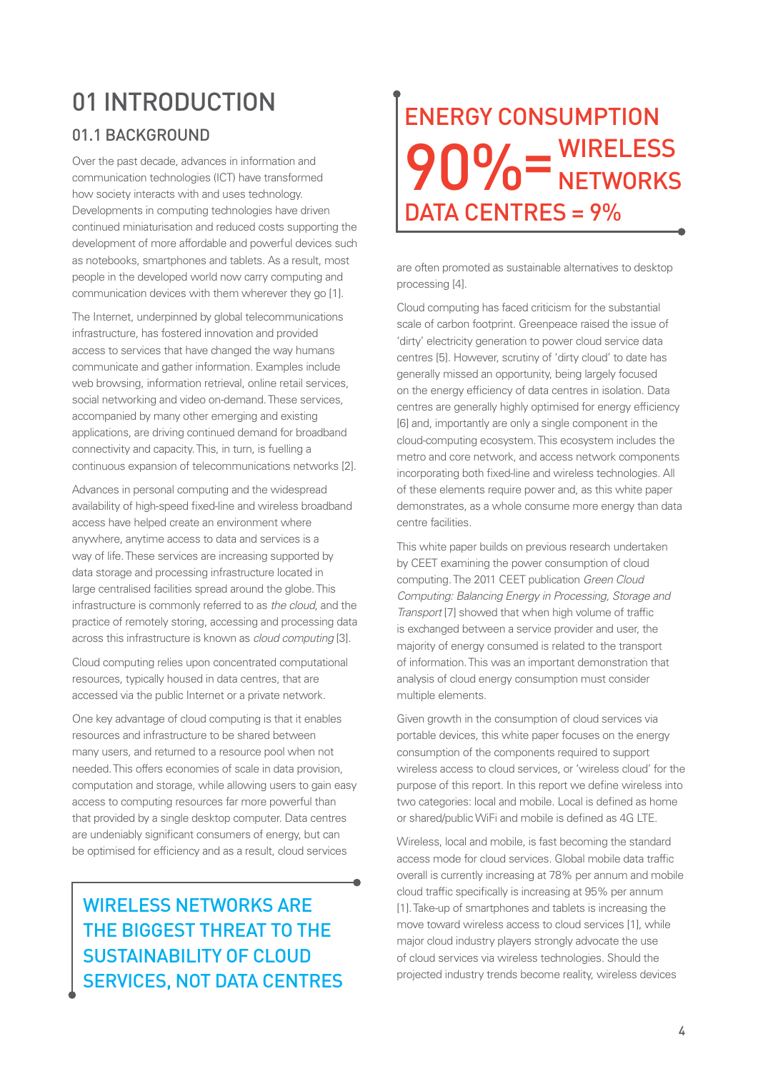# 01 INTRODUCTION

## 01.1 BACKGROUND

Over the past decade, advances in information and communication technologies (ICT) have transformed how society interacts with and uses technology. Developments in computing technologies have driven continued miniaturisation and reduced costs supporting the development of more affordable and powerful devices such as notebooks, smartphones and tablets. As a result, most people in the developed world now carry computing and communication devices with them wherever they go [1].

The Internet, underpinned by global telecommunications infrastructure, has fostered innovation and provided access to services that have changed the way humans communicate and gather information. Examples include web browsing, information retrieval, online retail services, social networking and video on-demand. These services, accompanied by many other emerging and existing applications, are driving continued demand for broadband connectivity and capacity. This, in turn, is fuelling a continuous expansion of telecommunications networks [2].

Advances in personal computing and the widespread availability of high-speed fixed-line and wireless broadband access have helped create an environment where anywhere, anytime access to data and services is a way of life. These services are increasing supported by data storage and processing infrastructure located in large centralised facilities spread around the globe. This infrastructure is commonly referred to as *the cloud*, and the practice of remotely storing, accessing and processing data across this infrastructure is known as *cloud computing* [3].

Cloud computing relies upon concentrated computational resources, typically housed in data centres, that are accessed via the public Internet or a private network.

One key advantage of cloud computing is that it enables resources and infrastructure to be shared between many users, and returned to a resource pool when not needed. This offers economies of scale in data provision, computation and storage, while allowing users to gain easy access to computing resources far more powerful than that provided by a single desktop computer. Data centres are undeniably significant consumers of energy, but can be optimised for efficiency and as a result, cloud services are often promoted as sustainable alternatives to desktop processing [4].

> **WIRELESS NETWORKS ARE THE BIGGEST THREAT TO THE SUSTAINABILITY OF CLOUD SERVICES, NOT DATA CENTRES**

> **ENERGY CONSUMPTION**
> **90% = WIRELESS NETWORKS**
> **DATA CENTRES = 9%**

Cloud computing has faced criticism for the substantial scale of carbon footprint. Greenpeace raised the issue of 'dirty' electricity generation to power cloud service data centres [5]. However, scrutiny of 'dirty cloud' to date has generally missed an opportunity, being largely focused on the energy efficiency of data centres in isolation. Data centres are generally highly optimised for energy efficiency [6] and, importantly are only a single component in the cloud-computing ecosystem. This ecosystem includes the metro and core network, and access network components incorporating both fixed-line and wireless technologies. All of these elements require power and, as this white paper demonstrates, as a whole consume more energy than data centre facilities.

This white paper builds on previous research undertaken by CEET examining the power consumption of cloud computing. The 2011 CEET publication *Green Cloud Computing: Balancing Energy in Processing, Storage and Transport* [7] showed that when high volume of traffic is exchanged between a service provider and user, the majority of energy consumed is related to the transport of information. This was an important demonstration that analysis of cloud energy consumption must consider multiple elements.

Given growth in the consumption of cloud services via portable devices, this white paper focuses on the energy consumption of the components required to support wireless access to cloud services, or 'wireless cloud' for the purpose of this report. In this report we define wireless into two categories: local and mobile. Local is defined as home or shared/public WiFi and mobile is defined as 4G LTE.

Wireless, local and mobile, is fast becoming the standard access mode for cloud services. Global mobile data traffic overall is currently increasing at 78% per annum and mobile cloud traffic specifically is increasing at 95% per annum [1]. Take-up of smartphones and tablets is increasing the move toward wireless access to cloud services [1], while major cloud industry players strongly advocate the use of cloud services via wireless technologies. Should the projected industry trends become reality, wireless devices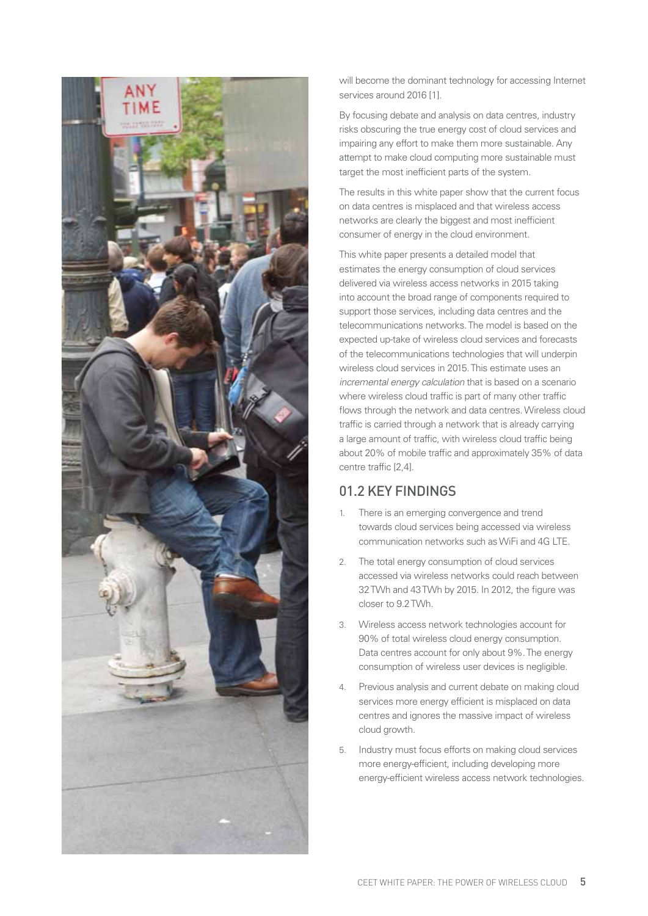will become the dominant technology for accessing Internet services around 2016 [1].

By focusing debate and analysis on data centres, industry risks obscuring the true energy cost of cloud services and impairing any effort to make them more sustainable. Any attempt to make cloud computing more sustainable must target the most inefficient parts of the system.

The results in this white paper show that the current focus on data centres is misplaced and that wireless access networks are clearly the biggest and most inefficient consumer of energy in the cloud environment.

This white paper presents a detailed model that estimates the energy consumption of cloud services delivered via wireless access networks in 2015 taking into account the broad range of components required to support those services, including data centres and the telecommunications networks. The model is based on the expected up-take of wireless cloud services and forecasts of the telecommunications technologies that will underpin wireless cloud services in 2015. This estimate uses an *incremental energy calculation* that is based on a scenario where wireless cloud traffic is part of many other traffic flows through the network and data centres. Wireless cloud traffic is carried through a network that is already carrying a large amount of traffic, with wireless cloud traffic being about 20% of mobile traffic and approximately 35% of data centre traffic [2,4].

## 01.2 KEY FINDINGS

1. There is an emerging convergence and trend towards cloud services being accessed via wireless communication networks such as WiFi and 4G LTE.
2. The total energy consumption of cloud services accessed via wireless networks could reach between 32 TWh and 43 TWh by 2015. In 2012, the figure was closer to 9.2 TWh.
3. Wireless access network technologies account for 90% of total wireless cloud energy consumption. Data centres account for only about 9%. The energy consumption of wireless user devices is negligible.
4. Previous analysis and current debate on making cloud services more energy efficient is misplaced on data centres and ignores the massive impact of wireless cloud growth.
5. Industry must focus efforts on making cloud services more energy-efficient, including developing more energy-efficient wireless access network technologies.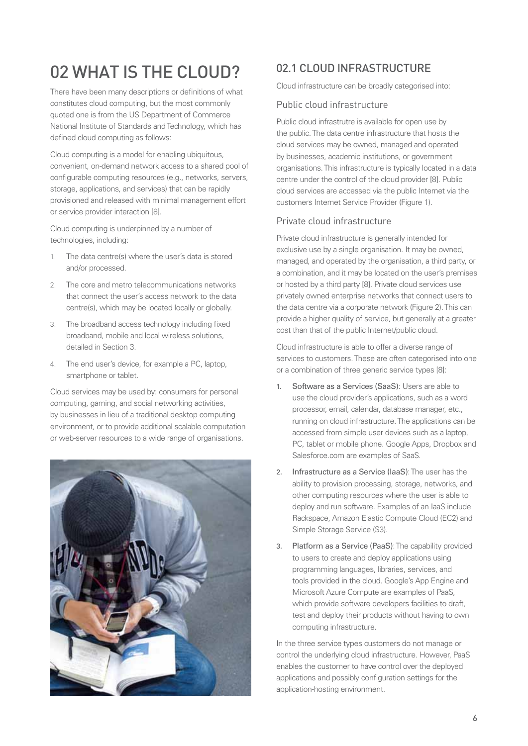# 02 WHAT IS THE CLOUD?

There have been many descriptions or definitions of what constitutes cloud computing, but the most commonly quoted one is from the US Department of Commerce National Institute of Standards and Technology, which has defined cloud computing as follows:

Cloud computing is a model for enabling ubiquitous, convenient, on-demand network access to a shared pool of configurable computing resources (e.g., networks, servers, storage, applications, and services) that can be rapidly provisioned and released with minimal management effort or service provider interaction [8].

Cloud computing is underpinned by a number of technologies, including:

1. The data centre(s) where the user's data is stored and/or processed.
2. The core and metro telecommunications networks that connect the user's access network to the data centre(s), which may be located locally or globally.
3. The broadband access technology including fixed broadband, mobile and local wireless solutions, detailed in Section 3.
4. The end user's device, for example a PC, laptop, smartphone or tablet.

Cloud services may be used by: consumers for personal computing, gaming, and social networking activities, by businesses in lieu of a traditional desktop computing environment, or to provide additional scalable computation or web-server resources to a wide range of organisations.

## 02.1 CLOUD INFRASTRUCTURE

Cloud infrastructure can be broadly categorised into:

### Public cloud infrastructure

Public cloud infrastrutre is available for open use by the public. The data centre infrastructure that hosts the cloud services may be owned, managed and operated by businesses, academic institutions, or government organisations. This infrastructure is typically located in a data centre under the control of the cloud provider [8]. Public cloud services are accessed via the public Internet via the customers Internet Service Provider (Figure 1).

### Private cloud infrastructure

Private cloud infrastructure is generally intended for exclusive use by a single organisation. It may be owned, managed, and operated by the organisation, a third party, or a combination, and it may be located on the user's premises or hosted by a third party [8]. Private cloud services use privately owned enterprise networks that connect users to the data centre via a corporate network (Figure 2). This can provide a higher quality of service, but generally at a greater cost than that of the public Internet/public cloud.

Cloud infrastructure is able to offer a diverse range of services to customers. These are often categorised into one or a combination of three generic service types [8]:

1. Software as a Services (SaaS): Users are able to use the cloud provider's applications, such as a word processor, email, calendar, database manager, etc., running on cloud infrastructure. The applications can be accessed from simple user devices such as a laptop, PC, tablet or mobile phone. Google Apps, Dropbox and Salesforce.com are examples of SaaS.
2. Infrastructure as a Service (IaaS): The user has the ability to provision processing, storage, networks, and other computing resources where the user is able to deploy and run software. Examples of an IaaS include Rackspace, Amazon Elastic Compute Cloud (EC2) and Simple Storage Service (S3).
3. Platform as a Service (PaaS): The capability provided to users to create and deploy applications using programming languages, libraries, services, and tools provided in the cloud. Google's App Engine and Microsoft Azure Compute are examples of PaaS, which provide software developers facilities to draft, test and deploy their products without having to own computing infrastructure.

In the three service types customers do not manage or control the underlying cloud infrastructure. However, PaaS enables the customer to have control over the deployed applications and possibly configuration settings for the application-hosting environment.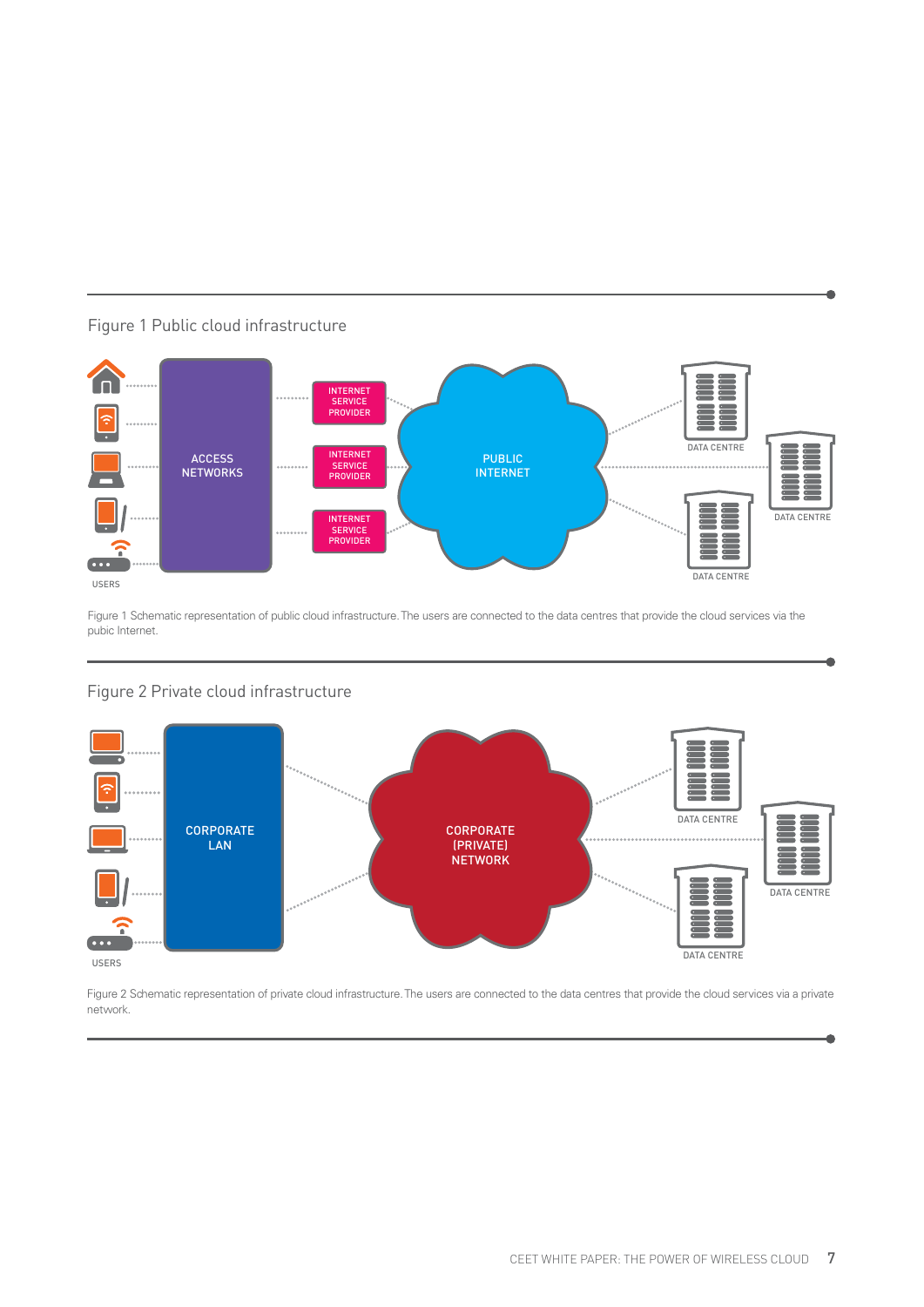Figure 1 Public cloud infrastructure

Figure 1 Schematic representation of public cloud infrastructure. The users are connected to the data centres that provide the cloud services via the pubic Internet.

Figure 2 Private cloud infrastructure

Figure 2 Schematic representation of private cloud infrastructure. The users are connected to the data centres that provide the cloud services via a private network.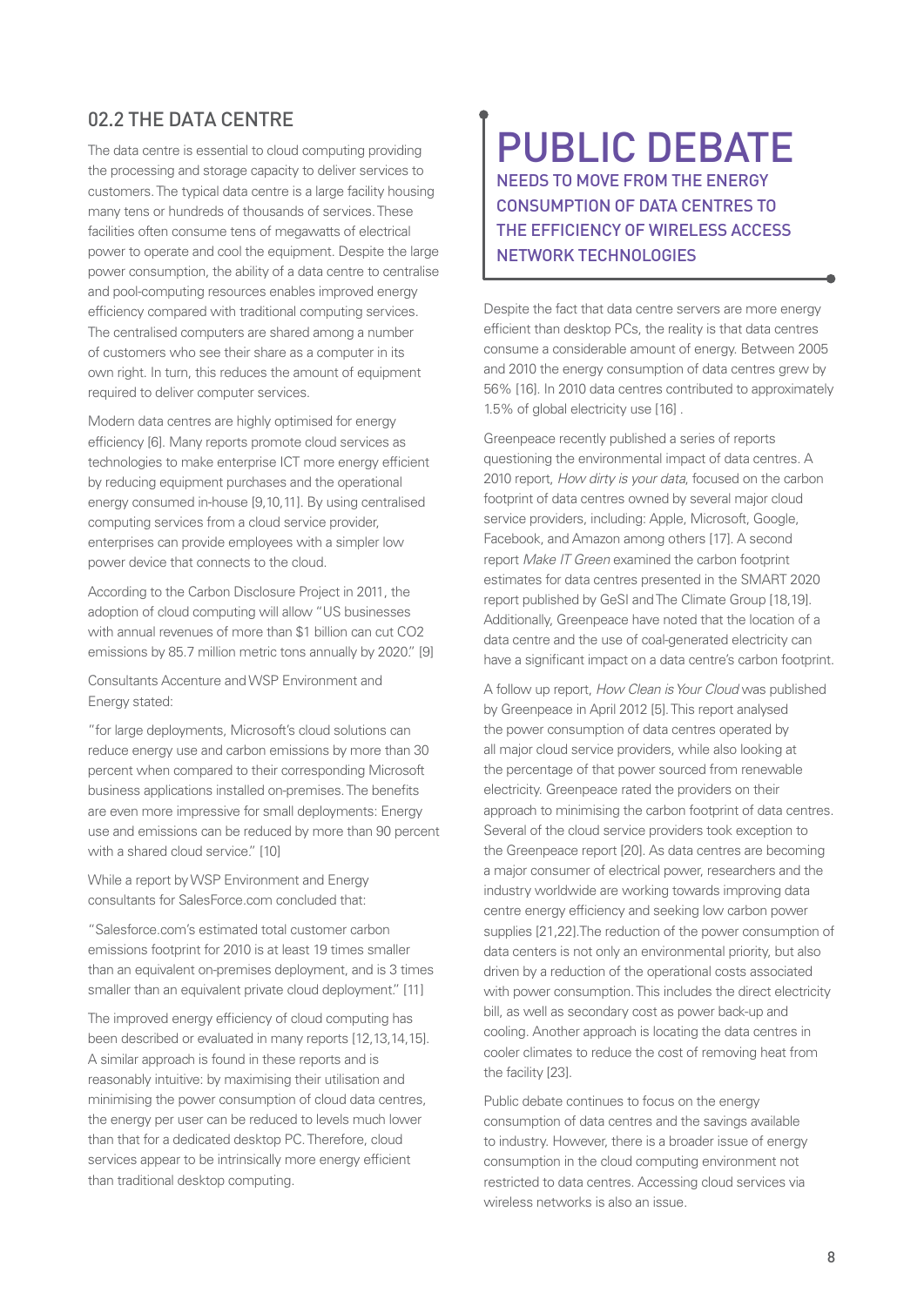## 02.2 THE DATA CENTRE

The data centre is essential to cloud computing providing the processing and storage capacity to deliver services to customers. The typical data centre is a large facility housing many tens or hundreds of thousands of services. These facilities often consume tens of megawatts of electrical power to operate and cool the equipment. Despite the large power consumption, the ability of a data centre to centralise and pool-computing resources enables improved energy efficiency compared with traditional computing services. The centralised computers are shared among a number of customers who see their share as a computer in its own right. In turn, this reduces the amount of equipment required to deliver computer services.

Modern data centres are highly optimised for energy efficiency [6]. Many reports promote cloud services as technologies to make enterprise ICT more energy efficient by reducing equipment purchases and the operational energy consumed in-house [9,10,11]. By using centralised computing services from a cloud service provider, enterprises can provide employees with a simpler low power device that connects to the cloud.

According to the Carbon Disclosure Project in 2011, the adoption of cloud computing will allow "US businesses with annual revenues of more than $1 billion can cut CO2 emissions by 85.7 million metric tons annually by 2020." [9]

Consultants Accenture and WSP Environment and Energy stated:

"for large deployments, Microsoft's cloud solutions can reduce energy use and carbon emissions by more than 30 percent when compared to their corresponding Microsoft business applications installed on-premises. The benefits are even more impressive for small deployments: Energy use and emissions can be reduced by more than 90 percent with a shared cloud service." [10]

While a report by WSP Environment and Energy consultants for SalesForce.com concluded that:

"Salesforce.com's estimated total customer carbon emissions footprint for 2010 is at least 19 times smaller than an equivalent on-premises deployment, and is 3 times smaller than an equivalent private cloud deployment." [11]

The improved energy efficiency of cloud computing has been described or evaluated in many reports [12,13,14,15]. A similar approach is found in these reports and is reasonably intuitive: by maximising their utilisation and minimising the power consumption of cloud data centres, the energy per user can be reduced to levels much lower than that for a dedicated desktop PC. Therefore, cloud services appear to be intrinsically more energy efficient than traditional desktop computing.

> **PUBLIC DEBATE**
> NEEDS TO MOVE FROM THE ENERGY CONSUMPTION OF DATA CENTRES TO THE EFFICIENCY OF WIRELESS ACCESS NETWORK TECHNOLOGIES

Despite the fact that data centre servers are more energy efficient than desktop PCs, the reality is that data centres consume a considerable amount of energy. Between 2005 and 2010 the energy consumption of data centres grew by 56% [16]. In 2010 data centres contributed to approximately 1.5% of global electricity use [16] .

Greenpeace recently published a series of reports questioning the environmental impact of data centres. A 2010 report, *How dirty is your data*, focused on the carbon footprint of data centres owned by several major cloud service providers, including: Apple, Microsoft, Google, Facebook, and Amazon among others [17]. A second report *Make IT Green* examined the carbon footprint estimates for data centres presented in the SMART 2020 report published by GeSI and The Climate Group [18,19]. Additionally, Greenpeace have noted that the location of a data centre and the use of coal-generated electricity can have a significant impact on a data centre's carbon footprint.

A follow up report, *How Clean is Your Cloud* was published by Greenpeace in April 2012 [5]. This report analysed the power consumption of data centres operated by all major cloud service providers, while also looking at the percentage of that power sourced from renewable electricity. Greenpeace rated the providers on their approach to minimising the carbon footprint of data centres. Several of the cloud service providers took exception to the Greenpeace report [20]. As data centres are becoming a major consumer of electrical power, researchers and the industry worldwide are working towards improving data centre energy efficiency and seeking low carbon power supplies [21,22].The reduction of the power consumption of data centers is not only an environmental priority, but also driven by a reduction of the operational costs associated with power consumption. This includes the direct electricity bill, as well as secondary cost as power back-up and cooling. Another approach is locating the data centres in cooler climates to reduce the cost of removing heat from the facility [23].

Public debate continues to focus on the energy consumption of data centres and the savings available to industry. However, there is a broader issue of energy consumption in the cloud computing environment not restricted to data centres. Accessing cloud services via wireless networks is also an issue.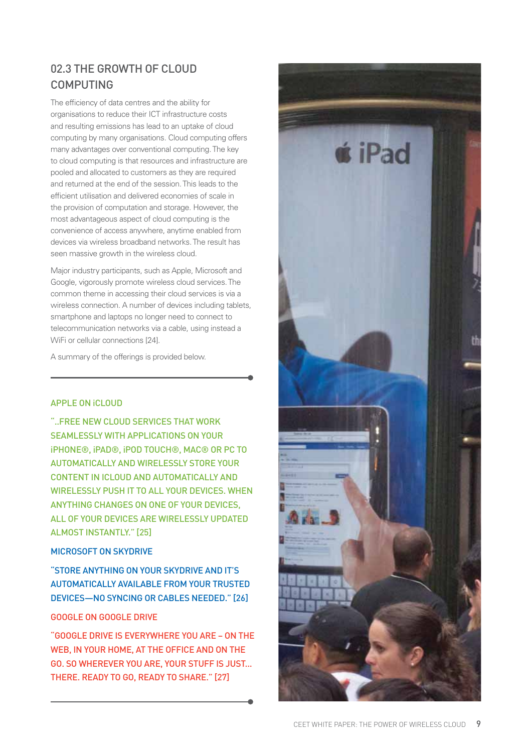## 02.3 THE GROWTH OF CLOUD COMPUTING

The efficiency of data centres and the ability for organisations to reduce their ICT infrastructure costs and resulting emissions has lead to an uptake of cloud computing by many organisations. Cloud computing offers many advantages over conventional computing. The key to cloud computing is that resources and infrastructure are pooled and allocated to customers as they are required and returned at the end of the session. This leads to the efficient utilisation and delivered economies of scale in the provision of computation and storage. However, the most advantageous aspect of cloud computing is the convenience of access anywhere, anytime enabled from devices via wireless broadband networks. The result has seen massive growth in the wireless cloud.

Major industry participants, such as Apple, Microsoft and Google, vigorously promote wireless cloud services. The common theme in accessing their cloud services is via a wireless connection. A number of devices including tablets, smartphone and laptops no longer need to connect to telecommunication networks via a cable, using instead a WiFi or cellular connections [24].

A summary of the offerings is provided below.

---

**APPLE ON iCLOUD**

"..FREE NEW CLOUD SERVICES THAT WORK SEAMLESSLY WITH APPLICATIONS ON YOUR iPHONE®, iPAD®, iPOD TOUCH®, MAC® OR PC TO AUTOMATICALLY AND WIRELESSLY STORE YOUR CONTENT IN ICLOUD AND AUTOMATICALLY AND WIRELESSLY PUSH IT TO ALL YOUR DEVICES. WHEN ANYTHING CHANGES ON ONE OF YOUR DEVICES, ALL OF YOUR DEVICES ARE WIRELESSLY UPDATED ALMOST INSTANTLY." [25]

**MICROSOFT ON SKYDRIVE**

"STORE ANYTHING ON YOUR SKYDRIVE AND IT'S AUTOMATICALLY AVAILABLE FROM YOUR TRUSTED DEVICES—NO SYNCING OR CABLES NEEDED." [26]

**GOOGLE ON GOOGLE DRIVE**

"GOOGLE DRIVE IS EVERYWHERE YOU ARE – ON THE WEB, IN YOUR HOME, AT THE OFFICE AND ON THE GO. SO WHEREVER YOU ARE, YOUR STUFF IS JUST... THERE. READY TO GO, READY TO SHARE." [27]

---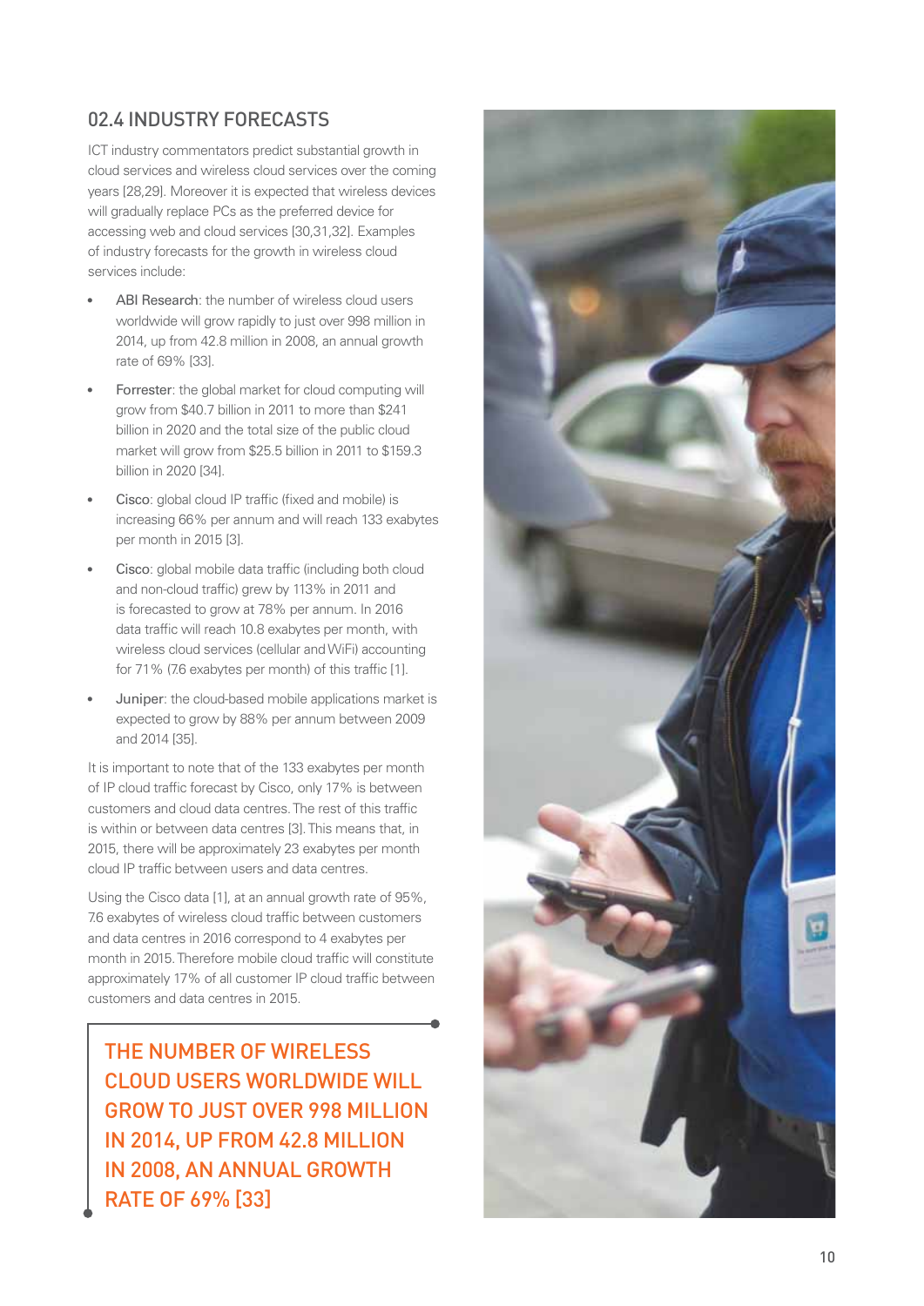## 02.4 INDUSTRY FORECASTS

ICT industry commentators predict substantial growth in cloud services and wireless cloud services over the coming years [28,29]. Moreover it is expected that wireless devices will gradually replace PCs as the preferred device for accessing web and cloud services [30,31,32]. Examples of industry forecasts for the growth in wireless cloud services include:

- ABI Research: the number of wireless cloud users worldwide will grow rapidly to just over 998 million in 2014, up from 42.8 million in 2008, an annual growth rate of 69% [33].
- Forrester: the global market for cloud computing will grow from $40.7 billion in 2011 to more than $241 billion in 2020 and the total size of the public cloud market will grow from $25.5 billion in 2011 to $159.3 billion in 2020 [34].
- Cisco: global cloud IP traffic (fixed and mobile) is increasing 66% per annum and will reach 133 exabytes per month in 2015 [3].
- Cisco: global mobile data traffic (including both cloud and non-cloud traffic) grew by 113% in 2011 and is forecasted to grow at 78% per annum. In 2016 data traffic will reach 10.8 exabytes per month, with wireless cloud services (cellular and WiFi) accounting for 71% (7.6 exabytes per month) of this traffic [1].
- Juniper: the cloud-based mobile applications market is expected to grow by 88% per annum between 2009 and 2014 [35].

It is important to note that of the 133 exabytes per month of IP cloud traffic forecast by Cisco, only 17% is between customers and cloud data centres. The rest of this traffic is within or between data centres [3]. This means that, in 2015, there will be approximately 23 exabytes per month cloud IP traffic between users and data centres.

Using the Cisco data [1], at an annual growth rate of 95%, 7.6 exabytes of wireless cloud traffic between customers and data centres in 2016 correspond to 4 exabytes per month in 2015. Therefore mobile cloud traffic will constitute approximately 17% of all customer IP cloud traffic between customers and data centres in 2015.

> THE NUMBER OF WIRELESS CLOUD USERS WORLDWIDE WILL GROW TO JUST OVER 998 MILLION IN 2014, UP FROM 42.8 MILLION IN 2008, AN ANNUAL GROWTH RATE OF 69% [33]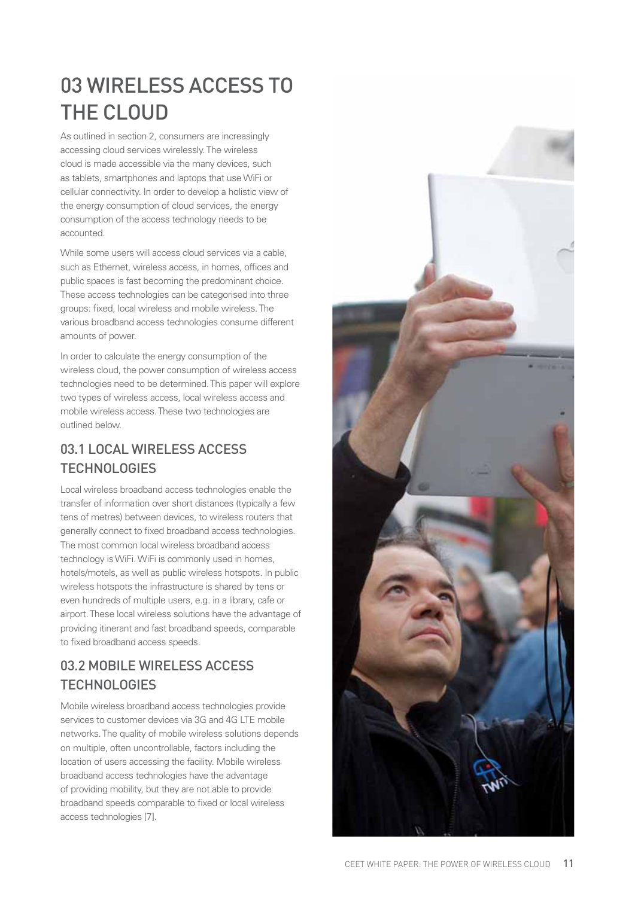# 03 WIRELESS ACCESS TO THE CLOUD

As outlined in section 2, consumers are increasingly accessing cloud services wirelessly. The wireless cloud is made accessible via the many devices, such as tablets, smartphones and laptops that use WiFi or cellular connectivity. In order to develop a holistic view of the energy consumption of cloud services, the energy consumption of the access technology needs to be accounted.

While some users will access cloud services via a cable, such as Ethernet, wireless access, in homes, offices and public spaces is fast becoming the predominant choice. These access technologies can be categorised into three groups: fixed, local wireless and mobile wireless. The various broadband access technologies consume different amounts of power.

In order to calculate the energy consumption of the wireless cloud, the power consumption of wireless access technologies need to be determined. This paper will explore two types of wireless access, local wireless access and mobile wireless access. These two technologies are outlined below.

## 03.1 LOCAL WIRELESS ACCESS TECHNOLOGIES

Local wireless broadband access technologies enable the transfer of information over short distances (typically a few tens of metres) between devices, to wireless routers that generally connect to fixed broadband access technologies. The most common local wireless broadband access technology is WiFi. WiFi is commonly used in homes, hotels/motels, as well as public wireless hotspots. In public wireless hotspots the infrastructure is shared by tens or even hundreds of multiple users, e.g. in a library, cafe or airport. These local wireless solutions have the advantage of providing itinerant and fast broadband speeds, comparable to fixed broadband access speeds.

## 03.2 MOBILE WIRELESS ACCESS TECHNOLOGIES

Mobile wireless broadband access technologies provide services to customer devices via 3G and 4G LTE mobile networks. The quality of mobile wireless solutions depends on multiple, often uncontrollable, factors including the location of users accessing the facility. Mobile wireless broadband access technologies have the advantage of providing mobility, but they are not able to provide broadband speeds comparable to fixed or local wireless access technologies [7].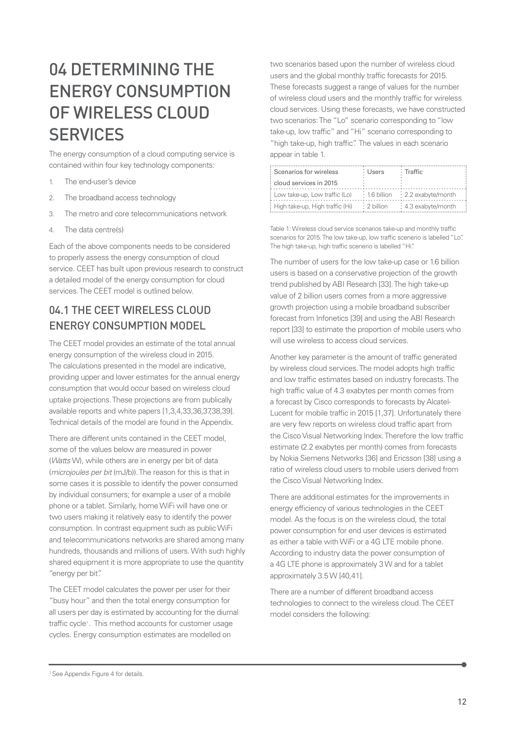# 04 DETERMINING THE ENERGY CONSUMPTION OF WIRELESS CLOUD SERVICES

The energy consumption of a cloud computing service is contained within four key technology components:

1. The end-user's device
2. The broadband access technology
3. The metro and core telecommunications network
4. The data centre(s)

Each of the above components needs to be considered to properly assess the energy consumption of cloud service. CEET has built upon previous research to construct a detailed model of the energy consumption for cloud services. The CEET model is outlined below.

## 04.1 THE CEET WIRELESS CLOUD ENERGY CONSUMPTION MODEL

The CEET model provides an estimate of the total annual energy consumption of the wireless cloud in 2015. The calculations presented in the model are indicative, providing upper and lower estimates for the annual energy consumption that would occur based on wireless cloud uptake projections. These projections are from publically available reports and white papers [1,3,4,33,36,37,38,39]. Technical details of the model are found in the Appendix.

There are different units contained in the CEET model, some of the values below are measured in power (*Watts* W), while others are in energy per bit of data (*microjoules per bit* (mJ/b)). The reason for this is that in some cases it is possible to identify the power consumed by individual consumers; for example a user of a mobile phone or a tablet. Similarly, home WiFi will have one or two users making it relatively easy to identify the power consumption. In contrast equipment such as public WiFi and telecommunications networks are shared among many hundreds, thousands and millions of users. With such highly shared equipment it is more appropriate to use the quantity "energy per bit".

The CEET model calculates the power per user for their "busy hour" and then the total energy consumption for all users per day is estimated by accounting for the diurnal traffic cycle[1]. This method accounts for customer usage cycles. Energy consumption estimates are modelled on two scenarios based upon the number of wireless cloud users and the global monthly traffic forecasts for 2015. These forecasts suggest a range of values for the number of wireless cloud users and the monthly traffic for wireless cloud services. Using these forecasts, we have constructed two scenarios: The "Lo" scenario corresponding to "low take-up, low traffic" and "Hi" scenario corresponding to "high take-up, high traffic". The values in each scenario appear in table 1.

| Scenarios for wireless cloud services in 2015 | Users | Traffic |
|---|---|---|
| Low take-up, Low traffic (Lo) | 1.6 billion | 2.2 exabyte/month |
| High take-up, High traffic (Hi) | 2 billion | 4.3 exabyte/month |

Table 1: Wireless cloud service scenarios take-up and monthly traffic scenarios for 2015. The low take-up, low traffic scenerio is labelled "Lo". The high take-up, high traffic scenerio is labelled "Hi".

The number of users for the low take-up case or 1.6 billion users is based on a conservative projection of the growth trend published by ABI Research [33]. The high take-up value of 2 billion users comes from a more aggressive growth projection using a mobile broadband subscriber forecast from Infonetics [39] and using the ABI Research report [33] to estimate the proportion of mobile users who will use wireless to access cloud services.

Another key parameter is the amount of traffic generated by wireless cloud services. The model adopts high traffic and low traffic estimates based on industry forecasts. The high traffic value of 4.3 exabytes per month comes from a forecast by Cisco corresponds to forecasts by Alcatel-Lucent for mobile traffic in 2015 [1,37]. Unfortunately there are very few reports on wireless cloud traffic apart from the Cisco Visual Networking Index. Therefore the low traffic estimate (2.2 exabytes per month) comes from forecasts by Nokia Siemens Networks [36] and Ericsson [38] using a ratio of wireless cloud users to mobile users derived from the Cisco Visual Networking Index.

There are additional estimates for the improvements in energy efficiency of various technologies in the CEET model. As the focus is on the wireless cloud, the total power consumption for end user devices is estimated as either a table with WiFi or a 4G LTE mobile phone. According to industry data the power consumption of a 4G LTE phone is approximately 3 W and for a tablet approximately 3.5 W [40,41].

There are a number of different broadband access technologies to connect to the wireless cloud. The CEET model considers the following:

[1] See Appendix Figure 4 for details.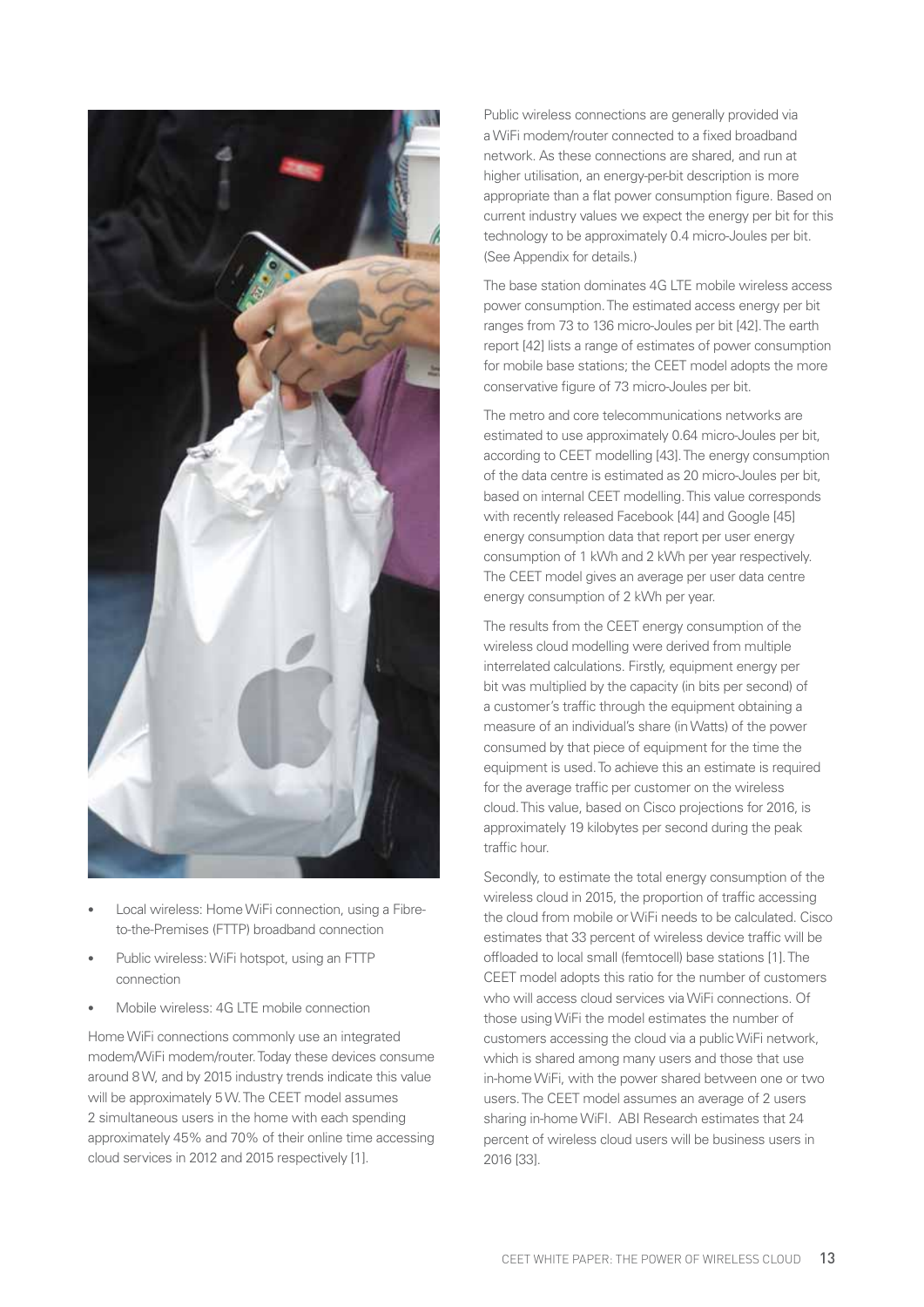- Local wireless: Home WiFi connection, using a Fibre-to-the-Premises (FTTP) broadband connection
- Public wireless: WiFi hotspot, using an FTTP connection
- Mobile wireless: 4G LTE mobile connection

Home WiFi connections commonly use an integrated modem/WiFi modem/router. Today these devices consume around 8 W, and by 2015 industry trends indicate this value will be approximately 5 W. The CEET model assumes 2 simultaneous users in the home with each spending approximately 45% and 70% of their online time accessing cloud services in 2012 and 2015 respectively [1].

Public wireless connections are generally provided via a WiFi modem/router connected to a fixed broadband network. As these connections are shared, and run at higher utilisation, an energy-per-bit description is more appropriate than a flat power consumption figure. Based on current industry values we expect the energy per bit for this technology to be approximately 0.4 micro-Joules per bit. (See Appendix for details.)

The base station dominates 4G LTE mobile wireless access power consumption. The estimated access energy per bit ranges from 73 to 136 micro-Joules per bit [42]. The earth report [42] lists a range of estimates of power consumption for mobile base stations; the CEET model adopts the more conservative figure of 73 micro-Joules per bit.

The metro and core telecommunications networks are estimated to use approximately 0.64 micro-Joules per bit, according to CEET modelling [43]. The energy consumption of the data centre is estimated as 20 micro-Joules per bit, based on internal CEET modelling. This value corresponds with recently released Facebook [44] and Google [45] energy consumption data that report per user energy consumption of 1 kWh and 2 kWh per year respectively. The CEET model gives an average per user data centre energy consumption of 2 kWh per year.

The results from the CEET energy consumption of the wireless cloud modelling were derived from multiple interrelated calculations. Firstly, equipment energy per bit was multiplied by the capacity (in bits per second) of a customer's traffic through the equipment obtaining a measure of an individual's share (in Watts) of the power consumed by that piece of equipment for the time the equipment is used. To achieve this an estimate is required for the average traffic per customer on the wireless cloud. This value, based on Cisco projections for 2016, is approximately 19 kilobytes per second during the peak traffic hour.

Secondly, to estimate the total energy consumption of the wireless cloud in 2015, the proportion of traffic accessing the cloud from mobile or WiFi needs to be calculated. Cisco estimates that 33 percent of wireless device traffic will be offloaded to local small (femtocell) base stations [1]. The CEET model adopts this ratio for the number of customers who will access cloud services via WiFi connections. Of those using WiFi the model estimates the number of customers accessing the cloud via a public WiFi network, which is shared among many users and those that use in-home WiFi, with the power shared between one or two users. The CEET model assumes an average of 2 users sharing in-home WiFI. ABI Research estimates that 24 percent of wireless cloud users will be business users in 2016 [33].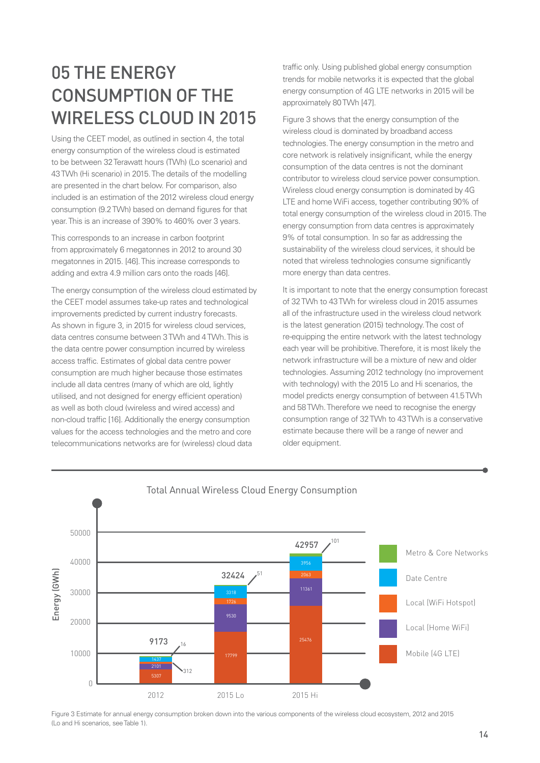# 05 THE ENERGY CONSUMPTION OF THE WIRELESS CLOUD IN 2015

Using the CEET model, as outlined in section 4, the total energy consumption of the wireless cloud is estimated to be between 32 Terawatt hours (TWh) (Lo scenario) and 43 TWh (Hi scenario) in 2015. The details of the modelling are presented in the chart below. For comparison, also included is an estimation of the 2012 wireless cloud energy consumption (9.2 TWh) based on demand figures for that year. This is an increase of 390% to 460% over 3 years.

This corresponds to an increase in carbon footprint from approximately 6 megatonnes in 2012 to around 30 megatonnes in 2015. [46]. This increase corresponds to adding and extra 4.9 million cars onto the roads [46].

The energy consumption of the wireless cloud estimated by the CEET model assumes take-up rates and technological improvements predicted by current industry forecasts. As shown in figure 3, in 2015 for wireless cloud services, data centres consume between 3 TWh and 4 TWh. This is the data centre power consumption incurred by wireless access traffic. Estimates of global data centre power consumption are much higher because those estimates include all data centres (many of which are old, lightly utilised, and not designed for energy efficient operation) as well as both cloud (wireless and wired access) and non-cloud traffic [16]. Additionally the energy consumption values for the access technologies and the metro and core telecommunications networks are for (wireless) cloud data traffic only. Using published global energy consumption trends for mobile networks it is expected that the global energy consumption of 4G LTE networks in 2015 will be approximately 80 TWh [47].

Figure 3 shows that the energy consumption of the wireless cloud is dominated by broadband access technologies. The energy consumption in the metro and core network is relatively insignificant, while the energy consumption of the data centres is not the dominant contributor to wireless cloud service power consumption. Wireless cloud energy consumption is dominated by 4G LTE and home WiFi access, together contributing 90% of total energy consumption of the wireless cloud in 2015. The energy consumption from data centres is approximately 9% of total consumption. In so far as addressing the sustainability of the wireless cloud services, it should be noted that wireless technologies consume significantly more energy than data centres.

It is important to note that the energy consumption forecast of 32 TWh to 43 TWh for wireless cloud in 2015 assumes all of the infrastructure used in the wireless cloud network is the latest generation (2015) technology. The cost of re-equipping the entire network with the latest technology each year will be prohibitive. Therefore, it is most likely the network infrastructure will be a mixture of new and older technologies. Assuming 2012 technology (no improvement with technology) with the 2015 Lo and Hi scenarios, the model predicts energy consumption of between 41.5 TWh and 58 TWh. Therefore we need to recognise the energy consumption range of 32 TWh to 43 TWh is a conservative estimate because there will be a range of newer and older equipment.

**Total Annual Wireless Cloud Energy Consumption**

| Energy (GWh) | 2012 | 2015 Lo | 2015 Hi |
|---|---|---|---|
| Metro & Core Networks | 16 | 51 | 101 |
| Date Centre | 1437 | 3318 | 3956 |
| Local (WiFi Hotspot) | 312 | 1726 | 2063 |
| Local (Home WiFi) | 2101 | 9530 | 11361 |
| Mobile (4G LTE) | 5307 | 17799 | 25476 |
| Total | 9173 | 32424 | 42957 |

Figure 3 Estimate for annual energy consumption broken down into the various components of the wireless cloud ecosystem, 2012 and 2015 (Lo and Hi scenarios, see Table 1).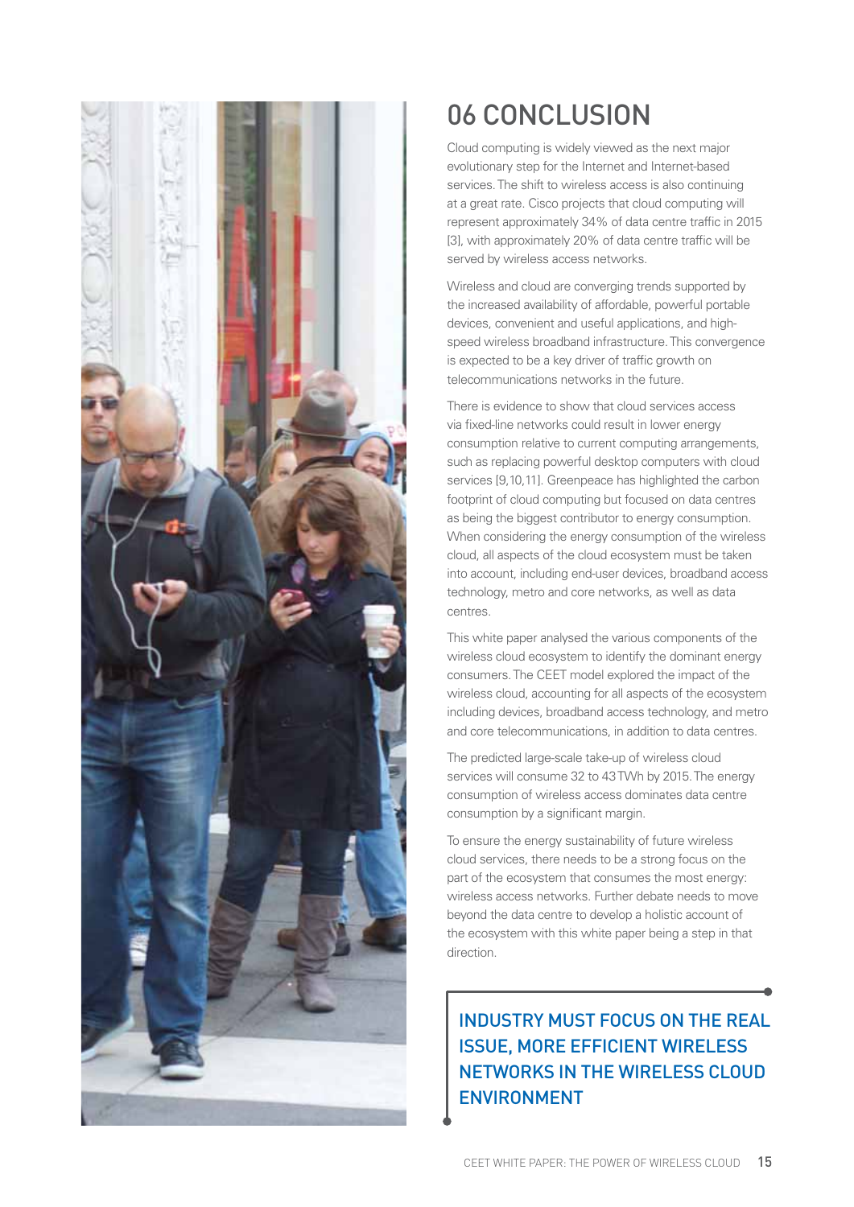# 06 CONCLUSION

Cloud computing is widely viewed as the next major evolutionary step for the Internet and Internet-based services. The shift to wireless access is also continuing at a great rate. Cisco projects that cloud computing will represent approximately 34% of data centre traffic in 2015 [3], with approximately 20% of data centre traffic will be served by wireless access networks.

Wireless and cloud are converging trends supported by the increased availability of affordable, powerful portable devices, convenient and useful applications, and high-speed wireless broadband infrastructure. This convergence is expected to be a key driver of traffic growth on telecommunications networks in the future.

There is evidence to show that cloud services access via fixed-line networks could result in lower energy consumption relative to current computing arrangements, such as replacing powerful desktop computers with cloud services [9,10,11]. Greenpeace has highlighted the carbon footprint of cloud computing but focused on data centres as being the biggest contributor to energy consumption. When considering the energy consumption of the wireless cloud, all aspects of the cloud ecosystem must be taken into account, including end-user devices, broadband access technology, metro and core networks, as well as data centres.

This white paper analysed the various components of the wireless cloud ecosystem to identify the dominant energy consumers. The CEET model explored the impact of the wireless cloud, accounting for all aspects of the ecosystem including devices, broadband access technology, and metro and core telecommunications, in addition to data centres.

The predicted large-scale take-up of wireless cloud services will consume 32 to 43 TWh by 2015. The energy consumption of wireless access dominates data centre consumption by a significant margin.

To ensure the energy sustainability of future wireless cloud services, there needs to be a strong focus on the part of the ecosystem that consumes the most energy: wireless access networks. Further debate needs to move beyond the data centre to develop a holistic account of the ecosystem with this white paper being a step in that direction.

**INDUSTRY MUST FOCUS ON THE REAL ISSUE, MORE EFFICIENT WIRELESS NETWORKS IN THE WIRELESS CLOUD ENVIRONMENT**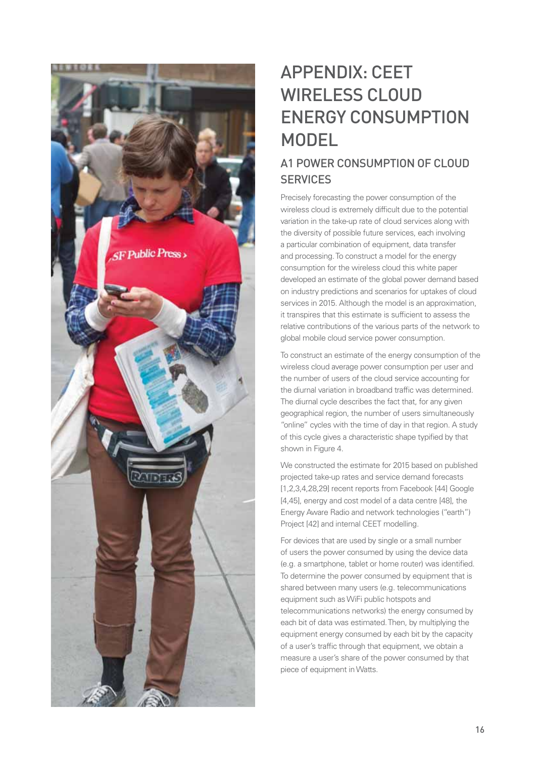# APPENDIX: CEET WIRELESS CLOUD ENERGY CONSUMPTION MODEL

## A1 POWER CONSUMPTION OF CLOUD SERVICES

Precisely forecasting the power consumption of the wireless cloud is extremely difficult due to the potential variation in the take-up rate of cloud services along with the diversity of possible future services, each involving a particular combination of equipment, data transfer and processing. To construct a model for the energy consumption for the wireless cloud this white paper developed an estimate of the global power demand based on industry predictions and scenarios for uptakes of cloud services in 2015. Although the model is an approximation, it transpires that this estimate is sufficient to assess the relative contributions of the various parts of the network to global mobile cloud service power consumption.

To construct an estimate of the energy consumption of the wireless cloud average power consumption per user and the number of users of the cloud service accounting for the diurnal variation in broadband traffic was determined. The diurnal cycle describes the fact that, for any given geographical region, the number of users simultaneously "online" cycles with the time of day in that region. A study of this cycle gives a characteristic shape typified by that shown in Figure 4.

We constructed the estimate for 2015 based on published projected take-up rates and service demand forecasts [1,2,3,4,28,29] recent reports from Facebook [44] Google [4,45], energy and cost model of a data centre [48], the Energy Aware Radio and network technologies ("earth") Project [42] and internal CEET modelling.

For devices that are used by single or a small number of users the power consumed by using the device data (e.g. a smartphone, tablet or home router) was identified. To determine the power consumed by equipment that is shared between many users (e.g. telecommunications equipment such as WiFi public hotspots and telecommunications networks) the energy consumed by each bit of data was estimated. Then, by multiplying the equipment energy consumed by each bit by the capacity of a user's traffic through that equipment, we obtain a measure a user's share of the power consumed by that piece of equipment in Watts.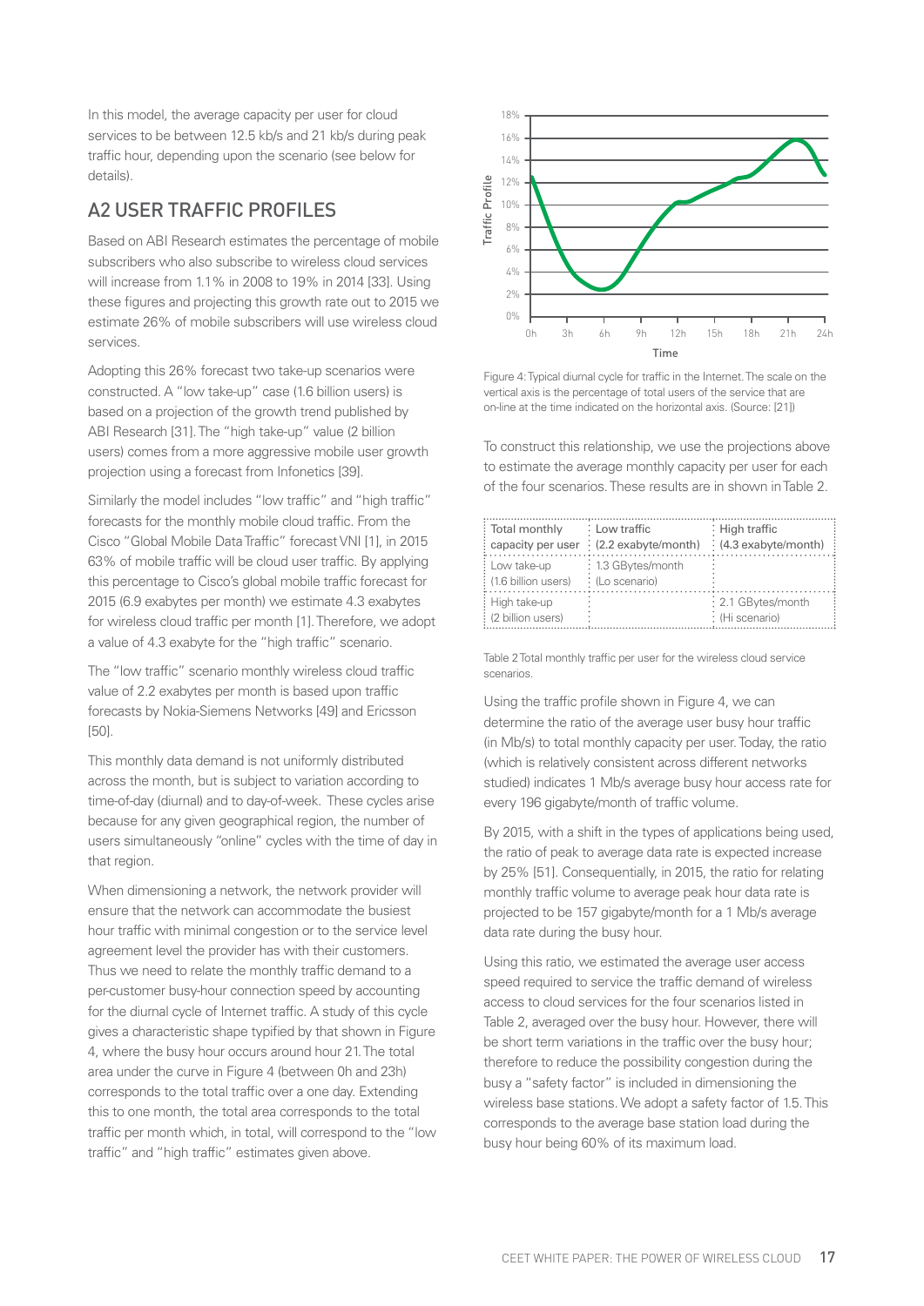In this model, the average capacity per user for cloud services to be between 12.5 kb/s and 21 kb/s during peak traffic hour, depending upon the scenario (see below for details).

## A2 USER TRAFFIC PROFILES

Based on ABI Research estimates the percentage of mobile subscribers who also subscribe to wireless cloud services will increase from 1.1% in 2008 to 19% in 2014 [33]. Using these figures and projecting this growth rate out to 2015 we estimate 26% of mobile subscribers will use wireless cloud services.

Adopting this 26% forecast two take-up scenarios were constructed. A "low take-up" case (1.6 billion users) is based on a projection of the growth trend published by ABI Research [31]. The "high take-up" value (2 billion users) comes from a more aggressive mobile user growth projection using a forecast from Infonetics [39].

Similarly the model includes "low traffic" and "high traffic" forecasts for the monthly mobile cloud traffic. From the Cisco "Global Mobile Data Traffic" forecast VNI [1], in 2015 63% of mobile traffic will be cloud user traffic. By applying this percentage to Cisco's global mobile traffic forecast for 2015 (6.9 exabytes per month) we estimate 4.3 exabytes for wireless cloud traffic per month [1]. Therefore, we adopt a value of 4.3 exabyte for the "high traffic" scenario.

The "low traffic" scenario monthly wireless cloud traffic value of 2.2 exabytes per month is based upon traffic forecasts by Nokia-Siemens Networks [49] and Ericsson [50].

This monthly data demand is not uniformly distributed across the month, but is subject to variation according to time-of-day (diurnal) and to day-of-week. These cycles arise because for any given geographical region, the number of users simultaneously "online" cycles with the time of day in that region.

When dimensioning a network, the network provider will ensure that the network can accommodate the busiest hour traffic with minimal congestion or to the service level agreement level the provider has with their customers. Thus we need to relate the monthly traffic demand to a per-customer busy-hour connection speed by accounting for the diurnal cycle of Internet traffic. A study of this cycle gives a characteristic shape typified by that shown in Figure 4, where the busy hour occurs around hour 21. The total area under the curve in Figure 4 (between 0h and 23h) corresponds to the total traffic over a one day. Extending this to one month, the total area corresponds to the total traffic per month which, in total, will correspond to the "low traffic" and "high traffic" estimates given above.

Figure 4: Typical diurnal cycle for traffic in the Internet. The scale on the vertical axis is the percentage of total users of the service that are on-line at the time indicated on the horizontal axis. (Source: [21])

To construct this relationship, we use the projections above to estimate the average monthly capacity per user for each of the four scenarios. These results are in shown in Table 2.

| Total monthly capacity per user | Low traffic (2.2 exabyte/month) | High traffic (4.3 exabyte/month) |
| --- | --- | --- |
| Low take-up (1.6 billion users) | 1.3 GBytes/month (Lo scenario) | |
| High take-up (2 billion users) | | 2.1 GBytes/month (Hi scenario) |

Table 2 Total monthly traffic per user for the wireless cloud service scenarios.

Using the traffic profile shown in Figure 4, we can determine the ratio of the average user busy hour traffic (in Mb/s) to total monthly capacity per user. Today, the ratio (which is relatively consistent across different networks studied) indicates 1 Mb/s average busy hour access rate for every 196 gigabyte/month of traffic volume.

By 2015, with a shift in the types of applications being used, the ratio of peak to average data rate is expected increase by 25% [51]. Consequentially, in 2015, the ratio for relating monthly traffic volume to average peak hour data rate is projected to be 157 gigabyte/month for a 1 Mb/s average data rate during the busy hour.

Using this ratio, we estimated the average user access speed required to service the traffic demand of wireless access to cloud services for the four scenarios listed in Table 2, averaged over the busy hour. However, there will be short term variations in the traffic over the busy hour; therefore to reduce the possibility congestion during the busy a "safety factor" is included in dimensioning the wireless base stations. We adopt a safety factor of 1.5. This corresponds to the average base station load during the busy hour being 60% of its maximum load.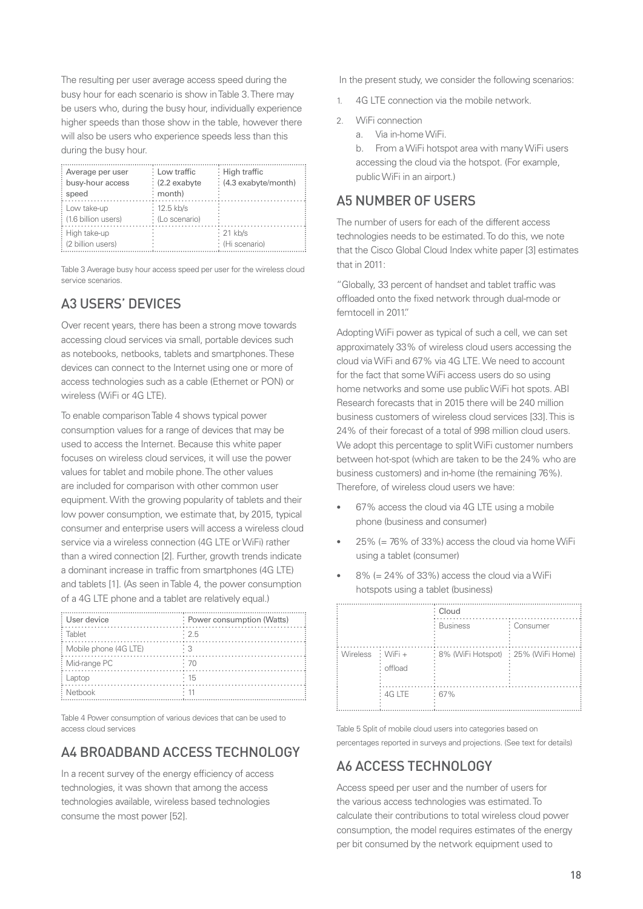The resulting per user average access speed during the busy hour for each scenario is show in Table 3. There may be users who, during the busy hour, individually experience higher speeds than those show in the table, however there will also be users who experience speeds less than this during the busy hour.

| Average per user busy-hour access speed | Low traffic (2.2 exabyte month) | High traffic (4.3 exabyte/month) |
|---|---|---|
| Low take-up (1.6 billion users) | 12.5 kb/s (Lo scenario) | |
| High take-up (2 billion users) | | 21 kb/s (Hi scenario) |

Table 3 Average busy hour access speed per user for the wireless cloud service scenarios.

## A3 USERS' DEVICES

Over recent years, there has been a strong move towards accessing cloud services via small, portable devices such as notebooks, netbooks, tablets and smartphones. These devices can connect to the Internet using one or more of access technologies such as a cable (Ethernet or PON) or wireless (WiFi or 4G LTE).

To enable comparison Table 4 shows typical power consumption values for a range of devices that may be used to access the Internet. Because this white paper focuses on wireless cloud services, it will use the power values for tablet and mobile phone. The other values are included for comparison with other common user equipment. With the growing popularity of tablets and their low power consumption, we estimate that, by 2015, typical consumer and enterprise users will access a wireless cloud service via a wireless connection (4G LTE or WiFi) rather than a wired connection [2]. Further, growth trends indicate a dominant increase in traffic from smartphones (4G LTE) and tablets [1]. (As seen in Table 4, the power consumption of a 4G LTE phone and a tablet are relatively equal.)

| User device | Power consumption (Watts) |
|---|---|
| Tablet | 2.5 |
| Mobile phone (4G LTE) | 3 |
| Mid-range PC | 70 |
| Laptop | 15 |
| Netbook | 11 |

Table 4 Power consumption of various devices that can be used to access cloud services

## A4 BROADBAND ACCESS TECHNOLOGY

In a recent survey of the energy efficiency of access technologies, it was shown that among the access technologies available, wireless based technologies consume the most power [52].

In the present study, we consider the following scenarios:

1. 4G LTE connection via the mobile network.
2. WiFi connection
   a. Via in-home WiFi.
   b. From a WiFi hotspot area with many WiFi users accessing the cloud via the hotspot. (For example, public WiFi in an airport.)

## A5 NUMBER OF USERS

The number of users for each of the different access technologies needs to be estimated. To do this, we note that the Cisco Global Cloud Index white paper [3] estimates that in 2011:

"Globally, 33 percent of handset and tablet traffic was offloaded onto the fixed network through dual-mode or femtocell in 2011."

Adopting WiFi power as typical of such a cell, we can set approximately 33% of wireless cloud users accessing the cloud via WiFi and 67% via 4G LTE. We need to account for the fact that some WiFi access users do so using home networks and some use public WiFi hot spots. ABI Research forecasts that in 2015 there will be 240 million business customers of wireless cloud services [33]. This is 24% of their forecast of a total of 998 million cloud users. We adopt this percentage to split WiFi customer numbers between hot-spot (which are taken to be the 24% who are business customers) and in-home (the remaining 76%). Therefore, of wireless cloud users we have:

- 67% access the cloud via 4G LTE using a mobile phone (business and consumer)
- 25% (= 76% of 33%) access the cloud via home WiFi using a tablet (consumer)
- 8% (= 24% of 33%) access the cloud via a WiFi hotspots using a tablet (business)

| | | Cloud | |
|---|---|---|---|
| | | Business | Consumer |
| Wireless | WiFi + offload | 8% (WiFi Hotspot) | 25% (WiFi Home) |
| | 4G LTE | 67% | |

Table 5 Split of mobile cloud users into categories based on percentages reported in surveys and projections. (See text for details)

## A6 ACCESS TECHNOLOGY

Access speed per user and the number of users for the various access technologies was estimated. To calculate their contributions to total wireless cloud power consumption, the model requires estimates of the energy per bit consumed by the network equipment used to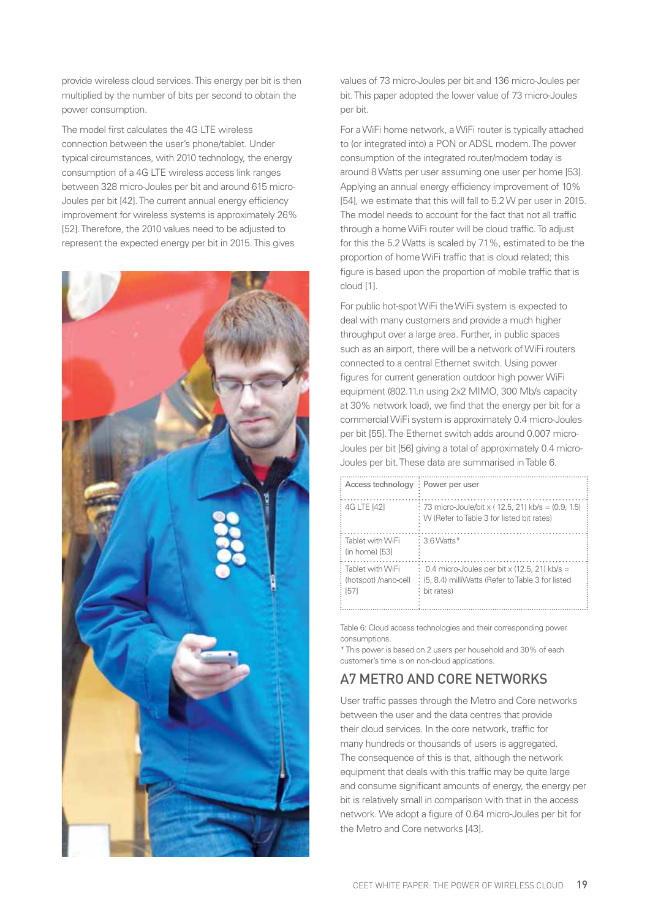provide wireless cloud services. This energy per bit is then multiplied by the number of bits per second to obtain the power consumption.

The model first calculates the 4G LTE wireless connection between the user's phone/tablet. Under typical circumstances, with 2010 technology, the energy consumption of a 4G LTE wireless access link ranges between 328 micro-Joules per bit and around 615 micro-Joules per bit [42]. The current annual energy efficiency improvement for wireless systems is approximately 26% [52]. Therefore, the 2010 values need to be adjusted to represent the expected energy per bit in 2015. This gives values of 73 micro-Joules per bit and 136 micro-Joules per bit. This paper adopted the lower value of 73 micro-Joules per bit.

For a WiFi home network, a WiFi router is typically attached to (or integrated into) a PON or ADSL modem. The power consumption of the integrated router/modem today is around 8 Watts per user assuming one user per home [53]. Applying an annual energy efficiency improvement of 10% [54], we estimate that this will fall to 5.2 W per user in 2015. The model needs to account for the fact that not all traffic through a home WiFi router will be cloud traffic. To adjust for this the 5.2 Watts is scaled by 71%, estimated to be the proportion of home WiFi traffic that is cloud related; this figure is based upon the proportion of mobile traffic that is cloud [1].

For public hot-spot WiFi the WiFi system is expected to deal with many customers and provide a much higher throughput over a large area. Further, in public spaces such as an airport, there will be a network of WiFi routers connected to a central Ethernet switch. Using power figures for current generation outdoor high power WiFi equipment (802.11.n using 2x2 MIMO, 300 Mb/s capacity at 30% network load), we find that the energy per bit for a commercial WiFi system is approximately 0.4 micro-Joules per bit [55]. The Ethernet switch adds around 0.007 micro-Joules per bit [56] giving a total of approximately 0.4 micro-Joules per bit. These data are summarised in Table 6.

| Access technology | Power per user |
|---|---|
| 4G LTE [42] | 73 micro-Joule/bit x ( 12.5, 21) kb/s = (0.9, 1.5) W (Refer to Table 3 for listed bit rates) |
| Tablet with WiFi (in home) [53] | 3.6 Watts* |
| Tablet with WiFi (hotspot) /nano-cell [57] | 0.4 micro-Joules per bit x (12.5, 21) kb/s = (5, 8.4) milliWatts (Refer to Table 3 for listed bit rates) |

Table 6: Cloud access technologies and their corresponding power consumptions.
* This power is based on 2 users per household and 30% of each customer's time is on non-cloud applications.

## A7 METRO AND CORE NETWORKS

User traffic passes through the Metro and Core networks between the user and the data centres that provide their cloud services. In the core network, traffic for many hundreds or thousands of users is aggregated. The consequence of this is that, although the network equipment that deals with this traffic may be quite large and consume significant amounts of energy, the energy per bit is relatively small in comparison with that in the access network. We adopt a figure of 0.64 micro-Joules per bit for the Metro and Core networks [43].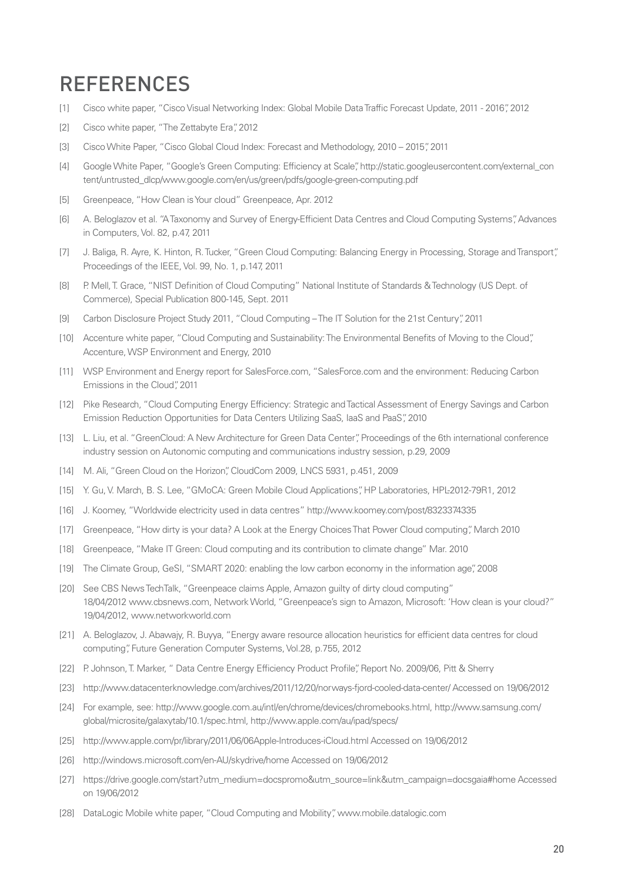# REFERENCES

[1] Cisco white paper, "Cisco Visual Networking Index: Global Mobile Data Traffic Forecast Update, 2011 - 2016", 2012

[2] Cisco white paper, "The Zettabyte Era", 2012

[3] Cisco White Paper, "Cisco Global Cloud Index: Forecast and Methodology, 2010 – 2015", 2011

[4] Google White Paper, "Google's Green Computing: Efficiency at Scale", http://static.googleusercontent.com/external_content/untrusted_dlcp/www.google.com/en/us/green/pdfs/google-green-computing.pdf

[5] Greenpeace, "How Clean is Your cloud" Greenpeace, Apr. 2012

[6] A. Beloglazov et al. "A Taxonomy and Survey of Energy-Efficient Data Centres and Cloud Computing Systems", Advances in Computers, Vol. 82, p.47, 2011

[7] J. Baliga, R. Ayre, K. Hinton, R. Tucker, "Green Cloud Computing: Balancing Energy in Processing, Storage and Transport", Proceedings of the IEEE, Vol. 99, No. 1, p.147, 2011

[8] P. Mell, T. Grace, "NIST Definition of Cloud Computing" National Institute of Standards & Technology (US Dept. of Commerce), Special Publication 800-145, Sept. 2011

[9] Carbon Disclosure Project Study 2011, "Cloud Computing – The IT Solution for the 21st Century", 2011

[10] Accenture white paper, "Cloud Computing and Sustainability: The Environmental Benefits of Moving to the Cloud", Accenture, WSP Environment and Energy, 2010

[11] WSP Environment and Energy report for SalesForce.com, "SalesForce.com and the environment: Reducing Carbon Emissions in the Cloud", 2011

[12] Pike Research, "Cloud Computing Energy Efficiency: Strategic and Tactical Assessment of Energy Savings and Carbon Emission Reduction Opportunities for Data Centers Utilizing SaaS, IaaS and PaaS", 2010

[13] L. Liu, et al. "GreenCloud: A New Architecture for Green Data Center", Proceedings of the 6th international conference industry session on Autonomic computing and communications industry session, p.29, 2009

[14] M. Ali, "Green Cloud on the Horizon", CloudCom 2009, LNCS 5931, p.451, 2009

[15] Y. Gu, V. March, B. S. Lee, "GMoCA: Green Mobile Cloud Applications", HP Laboratories, HPL-2012-79R1, 2012

[16] J. Koomey, "Worldwide electricity used in data centres" http://www.koomey.com/post/8323374335

[17] Greenpeace, "How dirty is your data? A Look at the Energy Choices That Power Cloud computing", March 2010

[18] Greenpeace, "Make IT Green: Cloud computing and its contribution to climate change" Mar. 2010

[19] The Climate Group, GeSI, "SMART 2020: enabling the low carbon economy in the information age", 2008

[20] See CBS News TechTalk, "Greenpeace claims Apple, Amazon guilty of dirty cloud computing" 18/04/2012 www.cbsnews.com, Network World, "Greenpeace's sign to Amazon, Microsoft: 'How clean is your cloud?" 19/04/2012, www.networkworld.com

[21] A. Beloglazov, J. Abawajy, R. Buyya, "Energy aware resource allocation heuristics for efficient data centres for cloud computing", Future Generation Computer Systems, Vol.28, p.755, 2012

[22] P. Johnson, T. Marker, " Data Centre Energy Efficiency Product Profile", Report No. 2009/06, Pitt & Sherry

[23] http://www.datacenterknowledge.com/archives/2011/12/20/norways-fjord-cooled-data-center/ Accessed on 19/06/2012

[24] For example, see: http://www.google.com.au/intl/en/chrome/devices/chromebooks.html, http://www.samsung.com/global/microsite/galaxytab/10.1/spec.html, http://www.apple.com/au/ipad/specs/

[25] http://www.apple.com/pr/library/2011/06/06Apple-Introduces-iCloud.html Accessed on 19/06/2012

[26] http://windows.microsoft.com/en-AU/skydrive/home Accessed on 19/06/2012

[27] https://drive.google.com/start?utm_medium=docspromo&utm_source=link&utm_campaign=docsgaia#home Accessed on 19/06/2012

[28] DataLogic Mobile white paper, "Cloud Computing and Mobility", www.mobile.datalogic.com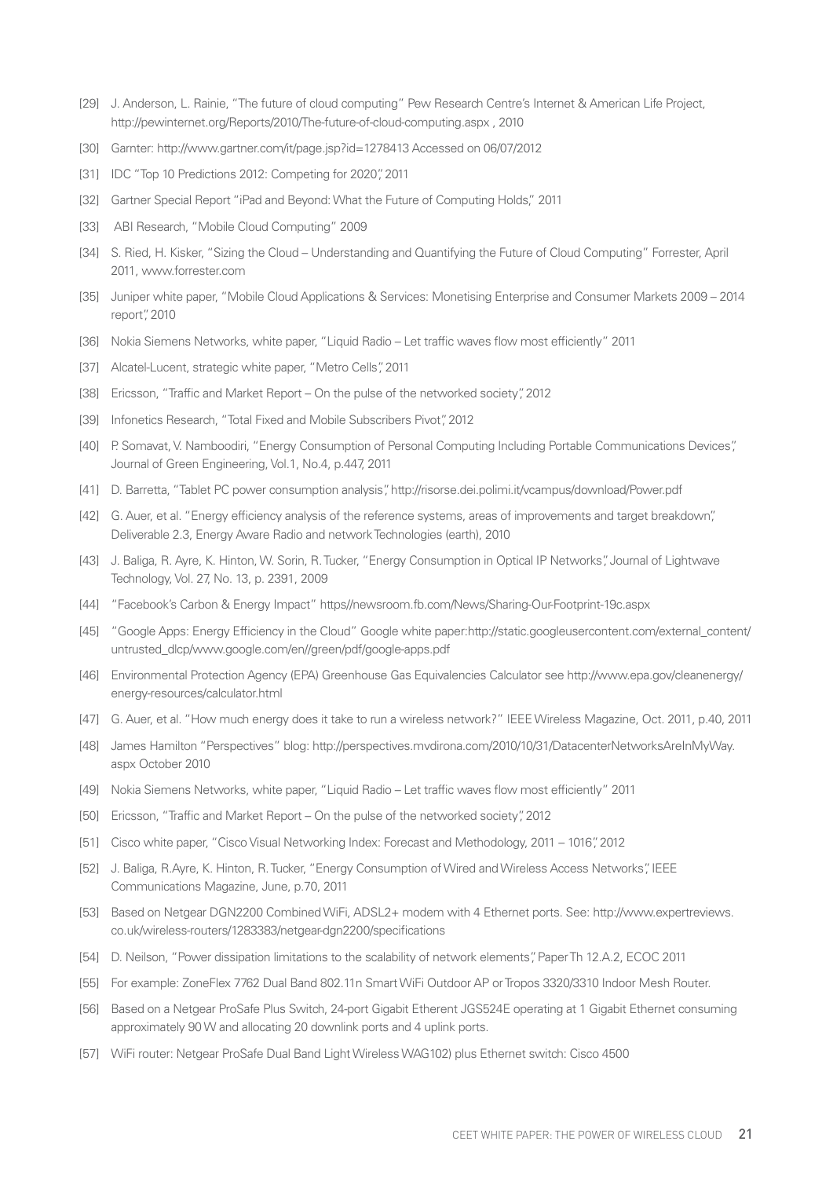[29] J. Anderson, L. Rainie, "The future of cloud computing" Pew Research Centre's Internet & American Life Project, http://pewinternet.org/Reports/2010/The-future-of-cloud-computing.aspx , 2010

[30] Garnter: http://www.gartner.com/it/page.jsp?id=1278413 Accessed on 06/07/2012

[31] IDC "Top 10 Predictions 2012: Competing for 2020", 2011

[32] Gartner Special Report "iPad and Beyond: What the Future of Computing Holds," 2011

[33] ABI Research, "Mobile Cloud Computing" 2009

[34] S. Ried, H. Kisker, "Sizing the Cloud – Understanding and Quantifying the Future of Cloud Computing" Forrester, April 2011, www.forrester.com

[35] Juniper white paper, "Mobile Cloud Applications & Services: Monetising Enterprise and Consumer Markets 2009 – 2014 report", 2010

[36] Nokia Siemens Networks, white paper, "Liquid Radio – Let traffic waves flow most efficiently" 2011

[37] Alcatel-Lucent, strategic white paper, "Metro Cells", 2011

[38] Ericsson, "Traffic and Market Report – On the pulse of the networked society", 2012

[39] Infonetics Research, "Total Fixed and Mobile Subscribers Pivot", 2012

[40] P. Somavat, V. Namboodiri, "Energy Consumption of Personal Computing Including Portable Communications Devices", Journal of Green Engineering, Vol.1, No.4, p.447, 2011

[41] D. Barretta, "Tablet PC power consumption analysis", http://risorse.dei.polimi.it/vcampus/download/Power.pdf

[42] G. Auer, et al. "Energy efficiency analysis of the reference systems, areas of improvements and target breakdown", Deliverable 2.3, Energy Aware Radio and network Technologies (earth), 2010

[43] J. Baliga, R. Ayre, K. Hinton, W. Sorin, R. Tucker, "Energy Consumption in Optical IP Networks", Journal of Lightwave Technology, Vol. 27, No. 13, p. 2391, 2009

[44] "Facebook's Carbon & Energy Impact" https//newsroom.fb.com/News/Sharing-Our-Footprint-19c.aspx

[45] "Google Apps: Energy Efficiency in the Cloud" Google white paper:http://static.googleusercontent.com/external_content/untrusted_dlcp/www.google.com/en//green/pdf/google-apps.pdf

[46] Environmental Protection Agency (EPA) Greenhouse Gas Equivalencies Calculator see http://www.epa.gov/cleanenergy/energy-resources/calculator.html

[47] G. Auer, et al. "How much energy does it take to run a wireless network?" IEEE Wireless Magazine, Oct. 2011, p.40, 2011

[48] James Hamilton "Perspectives" blog: http://perspectives.mvdirona.com/2010/10/31/DatacenterNetworksAreInMyWay.aspx October 2010

[49] Nokia Siemens Networks, white paper, "Liquid Radio – Let traffic waves flow most efficiently" 2011

[50] Ericsson, "Traffic and Market Report – On the pulse of the networked society", 2012

[51] Cisco white paper, "Cisco Visual Networking Index: Forecast and Methodology, 2011 – 1016", 2012

[52] J. Baliga, R.Ayre, K. Hinton, R. Tucker, "Energy Consumption of Wired and Wireless Access Networks", IEEE Communications Magazine, June, p.70, 2011

[53] Based on Netgear DGN2200 Combined WiFi, ADSL2+ modem with 4 Ethernet ports. See: http://www.expertreviews.co.uk/wireless-routers/1283383/netgear-dgn2200/specifications

[54] D. Neilson, "Power dissipation limitations to the scalability of network elements", Paper Th 12.A.2, ECOC 2011

[55] For example: ZoneFlex 7762 Dual Band 802.11n Smart WiFi Outdoor AP or Tropos 3320/3310 Indoor Mesh Router.

[56] Based on a Netgear ProSafe Plus Switch, 24-port Gigabit Etherent JGS524E operating at 1 Gigabit Ethernet consuming approximately 90 W and allocating 20 downlink ports and 4 uplink ports.

[57] WiFi router: Netgear ProSafe Dual Band Light Wireless WAG102) plus Ethernet switch: Cisco 4500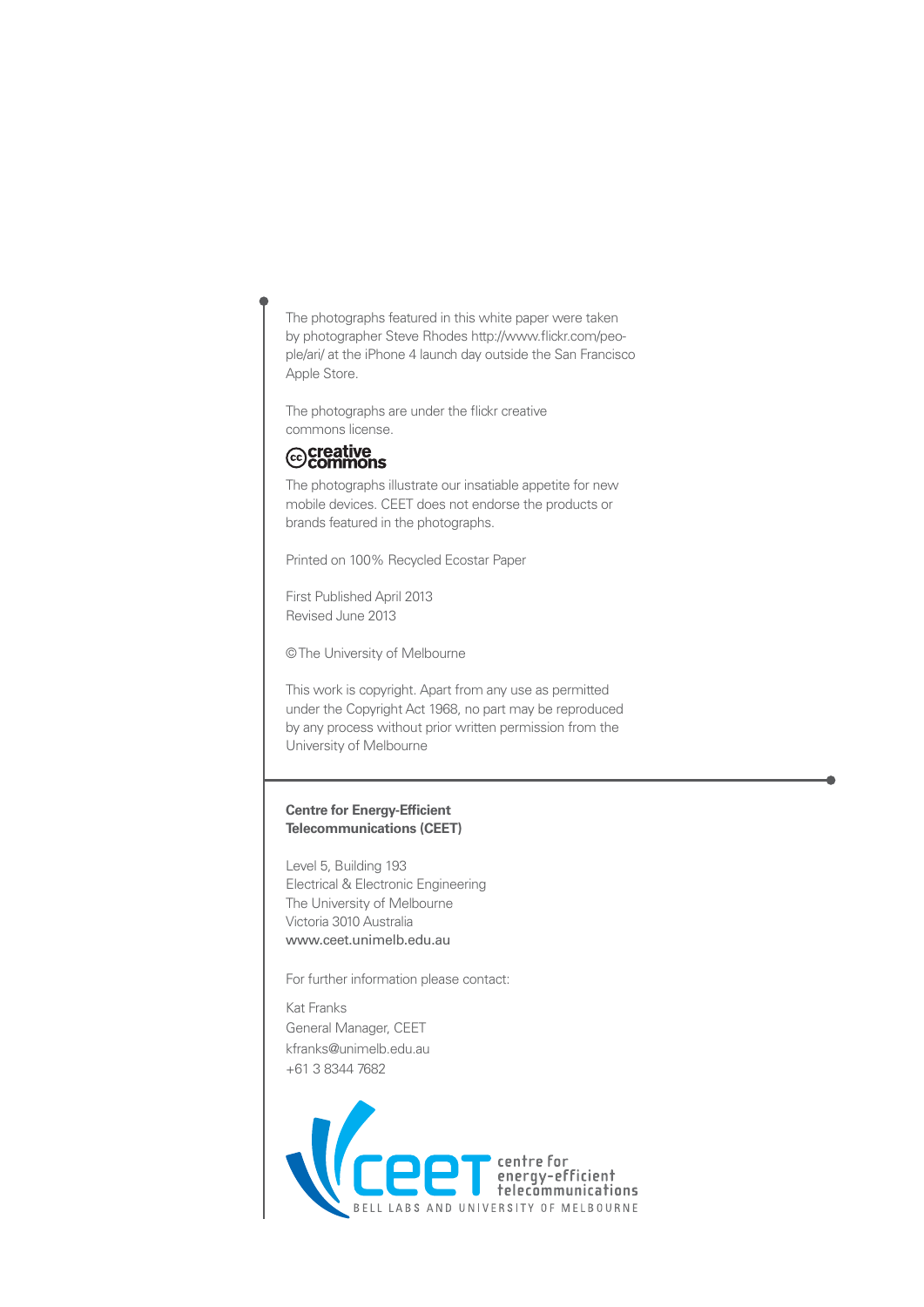The photographs featured in this white paper were taken by photographer Steve Rhodes http://www.flickr.com/people/ari/ at the iPhone 4 launch day outside the San Francisco Apple Store.

The photographs are under the flickr creative commons license.

creative commons

The photographs illustrate our insatiable appetite for new mobile devices. CEET does not endorse the products or brands featured in the photographs.

Printed on 100% Recycled Ecostar Paper

First Published April 2013
Revised June 2013

© The University of Melbourne

This work is copyright. Apart from any use as permitted under the Copyright Act 1968, no part may be reproduced by any process without prior written permission from the University of Melbourne

**Centre for Energy-Efficient Telecommunications (CEET)**

Level 5, Building 193
Electrical & Electronic Engineering
The University of Melbourne
Victoria 3010 Australia
www.ceet.unimelb.edu.au

For further information please contact:

Kat Franks
General Manager, CEET
kfranks@unimelb.edu.au
+61 3 8344 7682

ceet centre for energy-efficient telecommunications
BELL LABS AND UNIVERSITY OF MELBOURNE